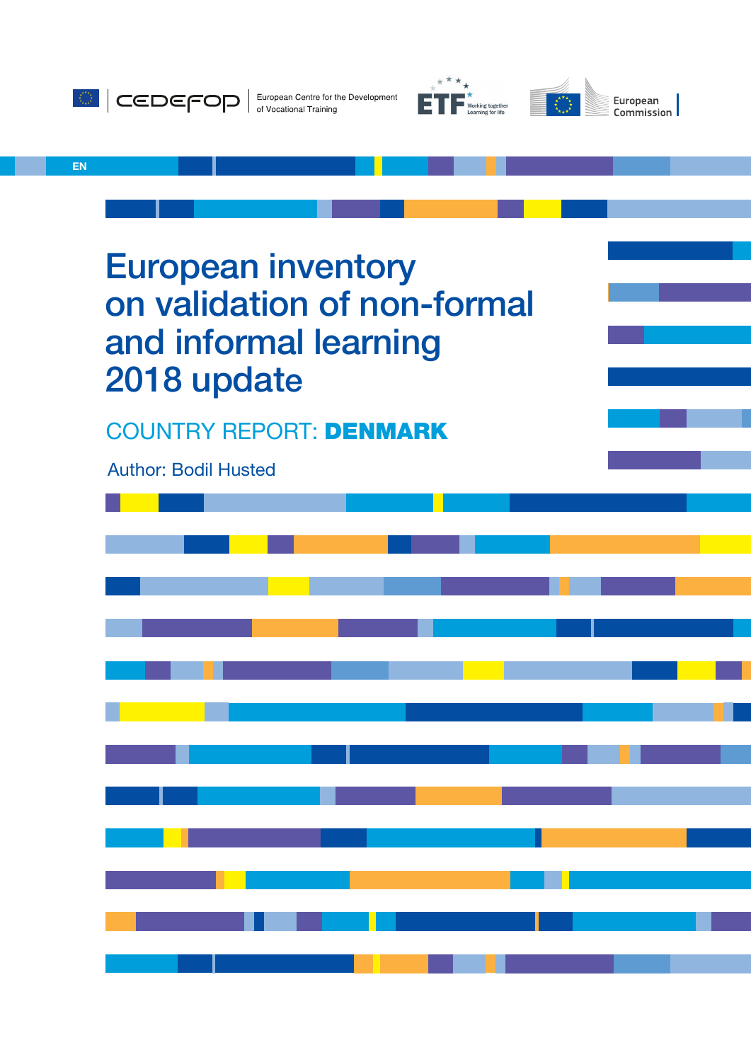European Centre for the Development of Vocational Training

ETF Working together Learning for life

European Commission

EN

# European inventory on validation of non-formal and informal learning 2018 update

## COUNTRY REPORT: **DENMARK**

Author: Bodil Husted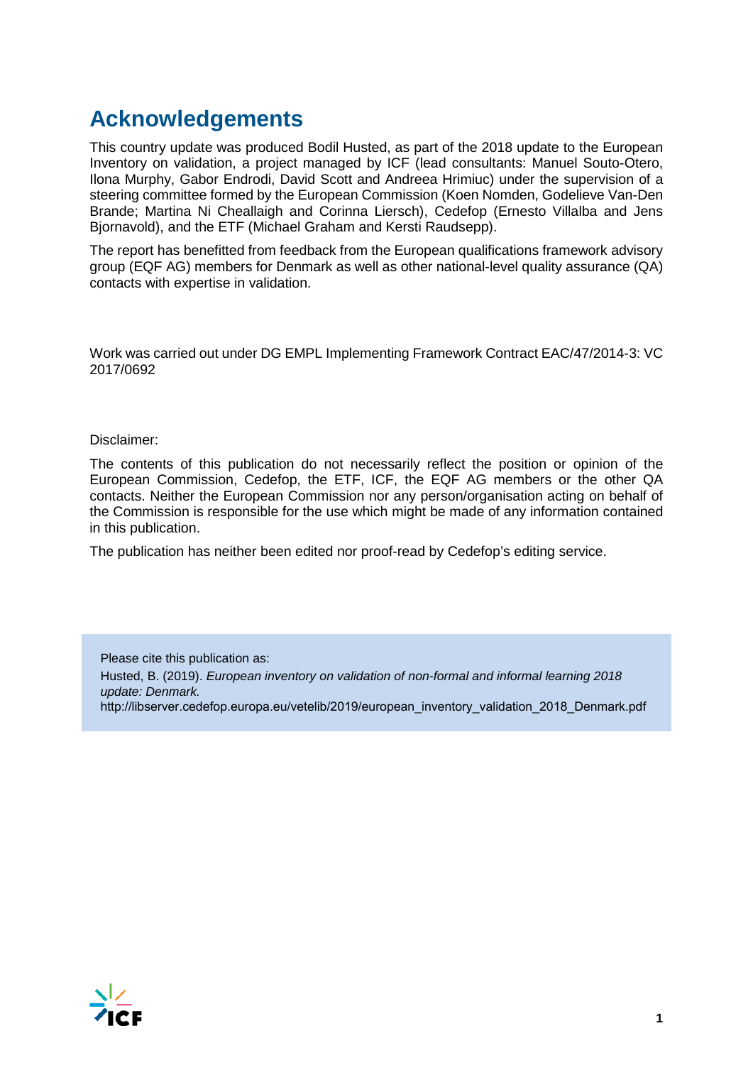# Acknowledgements

This country update was produced Bodil Husted, as part of the 2018 update to the European Inventory on validation, a project managed by ICF (lead consultants: Manuel Souto-Otero, Ilona Murphy, Gabor Endrodi, David Scott and Andreea Hrimiuc) under the supervision of a steering committee formed by the European Commission (Koen Nomden, Godelieve Van-Den Brande; Martina Ni Cheallaigh and Corinna Liersch), Cedefop (Ernesto Villalba and Jens Bjornavold), and the ETF (Michael Graham and Kersti Raudsepp).

The report has benefitted from feedback from the European qualifications framework advisory group (EQF AG) members for Denmark as well as other national-level quality assurance (QA) contacts with expertise in validation.

Work was carried out under DG EMPL Implementing Framework Contract EAC/47/2014-3: VC 2017/0692

Disclaimer:

The contents of this publication do not necessarily reflect the position or opinion of the European Commission, Cedefop, the ETF, ICF, the EQF AG members or the other QA contacts. Neither the European Commission nor any person/organisation acting on behalf of the Commission is responsible for the use which might be made of any information contained in this publication.

The publication has neither been edited nor proof-read by Cedefop's editing service.

Please cite this publication as:

Husted, B. (2019). *European inventory on validation of non-formal and informal learning 2018 update: Denmark.*
http://libserver.cedefop.europa.eu/vetelib/2019/european_inventory_validation_2018_Denmark.pdf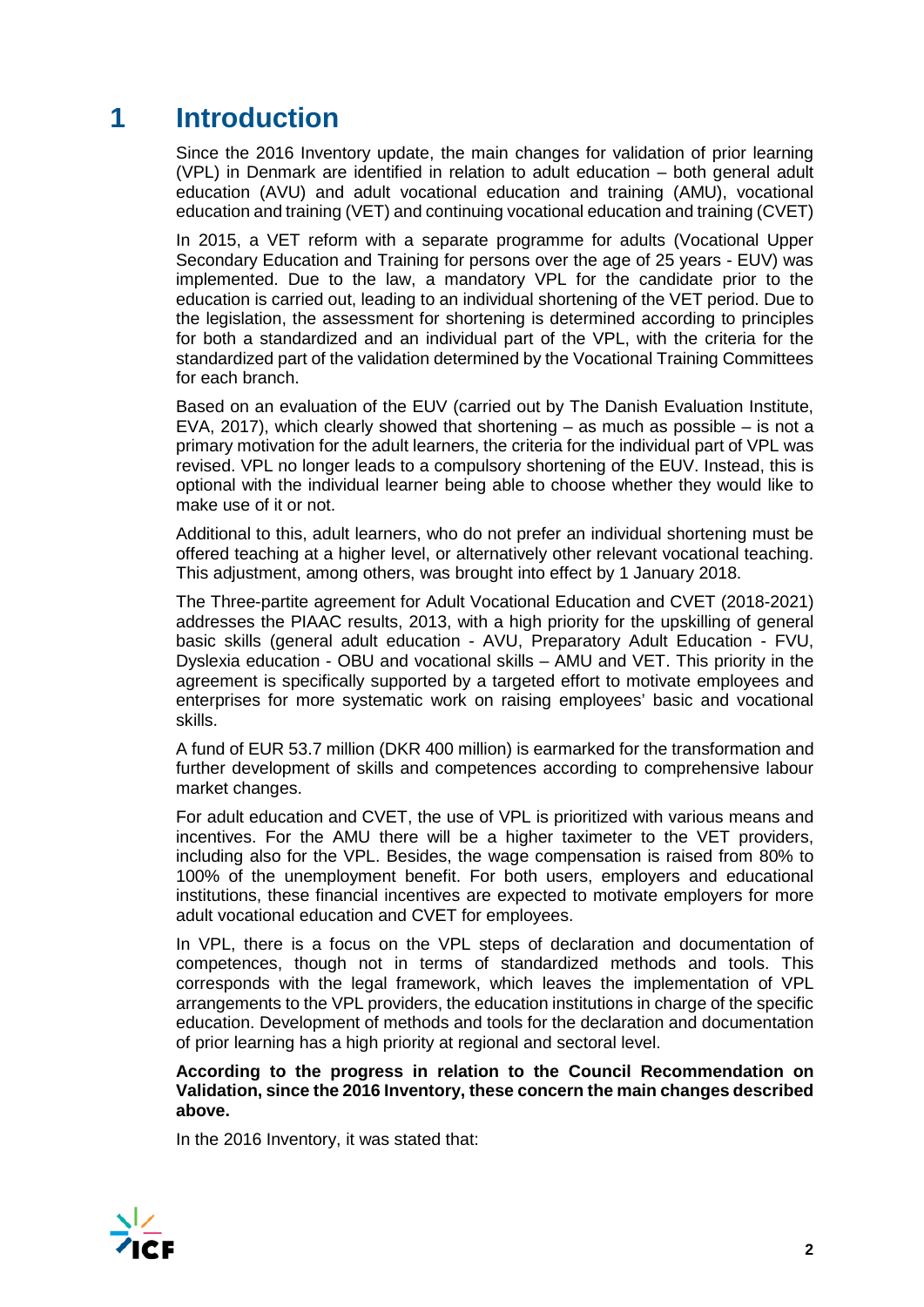# 1 Introduction

Since the 2016 Inventory update, the main changes for validation of prior learning (VPL) in Denmark are identified in relation to adult education – both general adult education (AVU) and adult vocational education and training (AMU), vocational education and training (VET) and continuing vocational education and training (CVET)

In 2015, a VET reform with a separate programme for adults (Vocational Upper Secondary Education and Training for persons over the age of 25 years - EUV) was implemented. Due to the law, a mandatory VPL for the candidate prior to the education is carried out, leading to an individual shortening of the VET period. Due to the legislation, the assessment for shortening is determined according to principles for both a standardized and an individual part of the VPL, with the criteria for the standardized part of the validation determined by the Vocational Training Committees for each branch.

Based on an evaluation of the EUV (carried out by The Danish Evaluation Institute, EVA, 2017), which clearly showed that shortening – as much as possible – is not a primary motivation for the adult learners, the criteria for the individual part of VPL was revised. VPL no longer leads to a compulsory shortening of the EUV. Instead, this is optional with the individual learner being able to choose whether they would like to make use of it or not.

Additional to this, adult learners, who do not prefer an individual shortening must be offered teaching at a higher level, or alternatively other relevant vocational teaching. This adjustment, among others, was brought into effect by 1 January 2018.

The Three-partite agreement for Adult Vocational Education and CVET (2018-2021) addresses the PIAAC results, 2013, with a high priority for the upskilling of general basic skills (general adult education - AVU, Preparatory Adult Education - FVU, Dyslexia education - OBU and vocational skills – AMU and VET. This priority in the agreement is specifically supported by a targeted effort to motivate employees and enterprises for more systematic work on raising employees' basic and vocational skills.

A fund of EUR 53.7 million (DKR 400 million) is earmarked for the transformation and further development of skills and competences according to comprehensive labour market changes.

For adult education and CVET, the use of VPL is prioritized with various means and incentives. For the AMU there will be a higher taximeter to the VET providers, including also for the VPL. Besides, the wage compensation is raised from 80% to 100% of the unemployment benefit. For both users, employers and educational institutions, these financial incentives are expected to motivate employers for more adult vocational education and CVET for employees.

In VPL, there is a focus on the VPL steps of declaration and documentation of competences, though not in terms of standardized methods and tools. This corresponds with the legal framework, which leaves the implementation of VPL arrangements to the VPL providers, the education institutions in charge of the specific education. Development of methods and tools for the declaration and documentation of prior learning has a high priority at regional and sectoral level.

**According to the progress in relation to the Council Recommendation on Validation, since the 2016 Inventory, these concern the main changes described above.**

In the 2016 Inventory, it was stated that: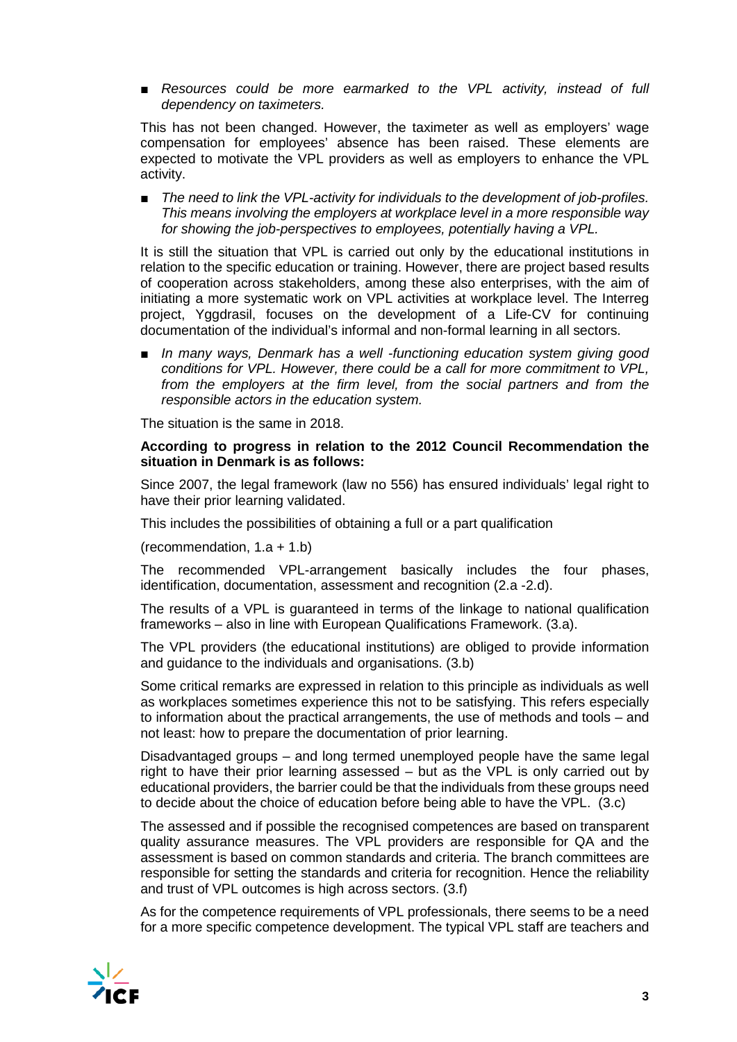- *Resources could be more earmarked to the VPL activity, instead of full dependency on taximeters.*

This has not been changed. However, the taximeter as well as employers' wage compensation for employees' absence has been raised. These elements are expected to motivate the VPL providers as well as employers to enhance the VPL activity.

- *The need to link the VPL-activity for individuals to the development of job-profiles. This means involving the employers at workplace level in a more responsible way for showing the job-perspectives to employees, potentially having a VPL.*

It is still the situation that VPL is carried out only by the educational institutions in relation to the specific education or training. However, there are project based results of cooperation across stakeholders, among these also enterprises, with the aim of initiating a more systematic work on VPL activities at workplace level. The Interreg project, Yggdrasil, focuses on the development of a Life-CV for continuing documentation of the individual's informal and non-formal learning in all sectors.

- *In many ways, Denmark has a well -functioning education system giving good conditions for VPL. However, there could be a call for more commitment to VPL, from the employers at the firm level, from the social partners and from the responsible actors in the education system.*

The situation is the same in 2018.

**According to progress in relation to the 2012 Council Recommendation the situation in Denmark is as follows:**

Since 2007, the legal framework (law no 556) has ensured individuals' legal right to have their prior learning validated.

This includes the possibilities of obtaining a full or a part qualification

(recommendation, 1.a + 1.b)

The recommended VPL-arrangement basically includes the four phases, identification, documentation, assessment and recognition (2.a -2.d).

The results of a VPL is guaranteed in terms of the linkage to national qualification frameworks – also in line with European Qualifications Framework. (3.a).

The VPL providers (the educational institutions) are obliged to provide information and guidance to the individuals and organisations. (3.b)

Some critical remarks are expressed in relation to this principle as individuals as well as workplaces sometimes experience this not to be satisfying. This refers especially to information about the practical arrangements, the use of methods and tools – and not least: how to prepare the documentation of prior learning.

Disadvantaged groups – and long termed unemployed people have the same legal right to have their prior learning assessed – but as the VPL is only carried out by educational providers, the barrier could be that the individuals from these groups need to decide about the choice of education before being able to have the VPL. (3.c)

The assessed and if possible the recognised competences are based on transparent quality assurance measures. The VPL providers are responsible for QA and the assessment is based on common standards and criteria. The branch committees are responsible for setting the standards and criteria for recognition. Hence the reliability and trust of VPL outcomes is high across sectors. (3.f)

As for the competence requirements of VPL professionals, there seems to be a need for a more specific competence development. The typical VPL staff are teachers and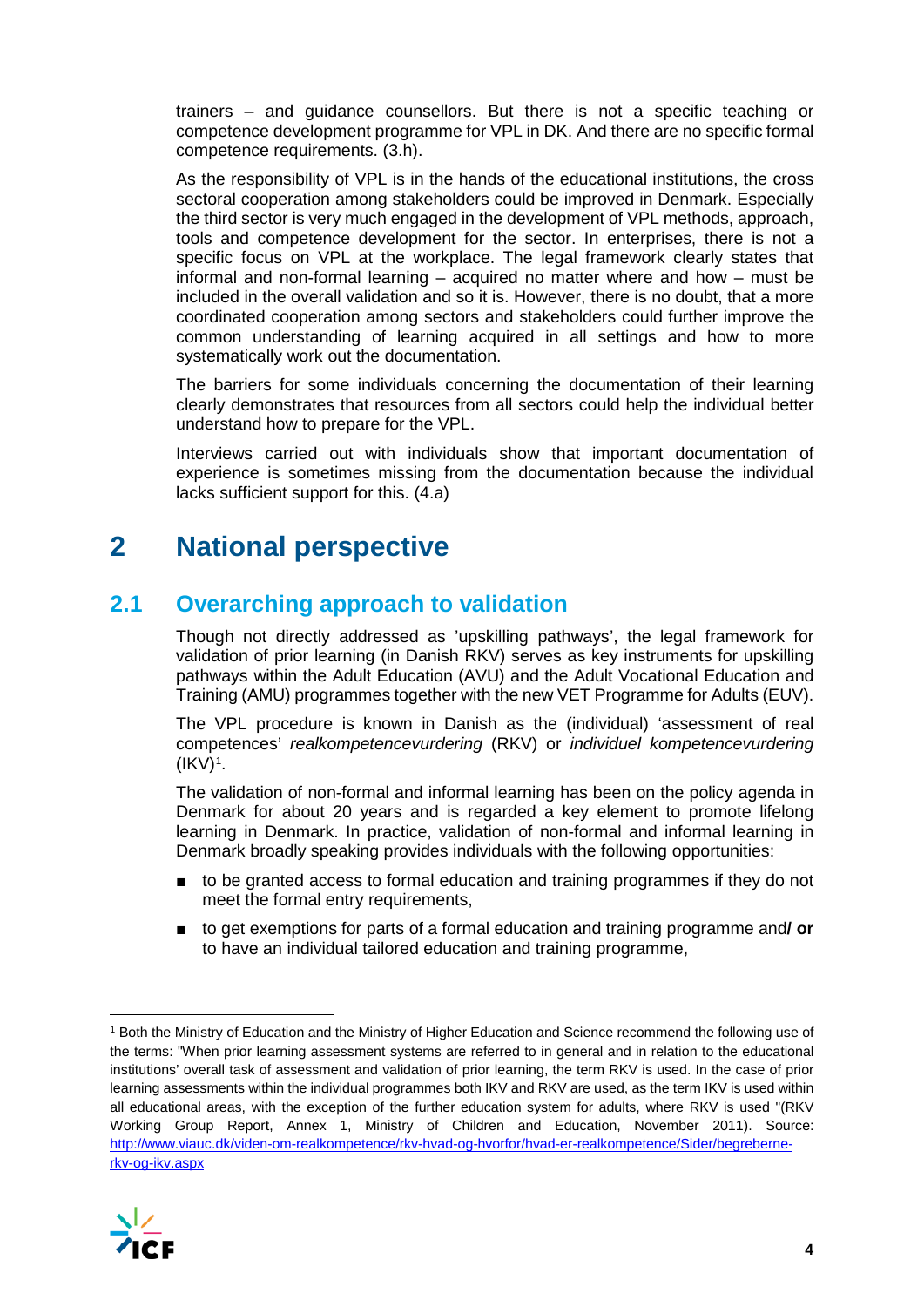trainers – and guidance counsellors. But there is not a specific teaching or competence development programme for VPL in DK. And there are no specific formal competence requirements. (3.h).

As the responsibility of VPL is in the hands of the educational institutions, the cross sectoral cooperation among stakeholders could be improved in Denmark. Especially the third sector is very much engaged in the development of VPL methods, approach, tools and competence development for the sector. In enterprises, there is not a specific focus on VPL at the workplace. The legal framework clearly states that informal and non-formal learning – acquired no matter where and how – must be included in the overall validation and so it is. However, there is no doubt, that a more coordinated cooperation among sectors and stakeholders could further improve the common understanding of learning acquired in all settings and how to more systematically work out the documentation.

The barriers for some individuals concerning the documentation of their learning clearly demonstrates that resources from all sectors could help the individual better understand how to prepare for the VPL.

Interviews carried out with individuals show that important documentation of experience is sometimes missing from the documentation because the individual lacks sufficient support for this. (4.a)

# 2 National perspective

## 2.1 Overarching approach to validation

Though not directly addressed as 'upskilling pathways', the legal framework for validation of prior learning (in Danish RKV) serves as key instruments for upskilling pathways within the Adult Education (AVU) and the Adult Vocational Education and Training (AMU) programmes together with the new VET Programme for Adults (EUV).

The VPL procedure is known in Danish as the (individual) 'assessment of real competences' *realkompetencevurdering* (RKV) or *individuel kompetencevurdering* (IKV)[1].

The validation of non-formal and informal learning has been on the policy agenda in Denmark for about 20 years and is regarded a key element to promote lifelong learning in Denmark. In practice, validation of non-formal and informal learning in Denmark broadly speaking provides individuals with the following opportunities:

- to be granted access to formal education and training programmes if they do not meet the formal entry requirements,
- to get exemptions for parts of a formal education and training programme and**/ or** to have an individual tailored education and training programme,

[1] Both the Ministry of Education and the Ministry of Higher Education and Science recommend the following use of the terms: "When prior learning assessment systems are referred to in general and in relation to the educational institutions' overall task of assessment and validation of prior learning, the term RKV is used. In the case of prior learning assessments within the individual programmes both IKV and RKV are used, as the term IKV is used within all educational areas, with the exception of the further education system for adults, where RKV is used "(RKV Working Group Report, Annex 1, Ministry of Children and Education, November 2011). Source: http://www.viauc.dk/viden-om-realkompetence/rkv-hvad-og-hvorfor/hvad-er-realkompetence/Sider/begreberne-rkv-og-ikv.aspx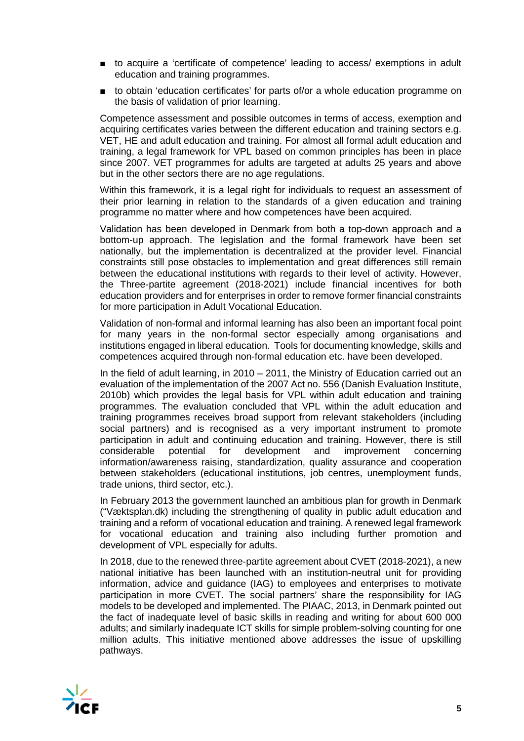- to acquire a 'certificate of competence' leading to access/ exemptions in adult education and training programmes.
- to obtain 'education certificates' for parts of/or a whole education programme on the basis of validation of prior learning.

Competence assessment and possible outcomes in terms of access, exemption and acquiring certificates varies between the different education and training sectors e.g. VET, HE and adult education and training. For almost all formal adult education and training, a legal framework for VPL based on common principles has been in place since 2007. VET programmes for adults are targeted at adults 25 years and above but in the other sectors there are no age regulations.

Within this framework, it is a legal right for individuals to request an assessment of their prior learning in relation to the standards of a given education and training programme no matter where and how competences have been acquired.

Validation has been developed in Denmark from both a top-down approach and a bottom-up approach. The legislation and the formal framework have been set nationally, but the implementation is decentralized at the provider level. Financial constraints still pose obstacles to implementation and great differences still remain between the educational institutions with regards to their level of activity. However, the Three-partite agreement (2018-2021) include financial incentives for both education providers and for enterprises in order to remove former financial constraints for more participation in Adult Vocational Education.

Validation of non-formal and informal learning has also been an important focal point for many years in the non-formal sector especially among organisations and institutions engaged in liberal education. Tools for documenting knowledge, skills and competences acquired through non-formal education etc. have been developed.

In the field of adult learning, in 2010 – 2011, the Ministry of Education carried out an evaluation of the implementation of the 2007 Act no. 556 (Danish Evaluation Institute, 2010b) which provides the legal basis for VPL within adult education and training programmes. The evaluation concluded that VPL within the adult education and training programmes receives broad support from relevant stakeholders (including social partners) and is recognised as a very important instrument to promote participation in adult and continuing education and training. However, there is still considerable potential for development and improvement concerning information/awareness raising, standardization, quality assurance and cooperation between stakeholders (educational institutions, job centres, unemployment funds, trade unions, third sector, etc.).

In February 2013 the government launched an ambitious plan for growth in Denmark ("Vækstplan.dk) including the strengthening of quality in public adult education and training and a reform of vocational education and training. A renewed legal framework for vocational education and training also including further promotion and development of VPL especially for adults.

In 2018, due to the renewed three-partite agreement about CVET (2018-2021), a new national initiative has been launched with an institution-neutral unit for providing information, advice and guidance (IAG) to employees and enterprises to motivate participation in more CVET. The social partners' share the responsibility for IAG models to be developed and implemented. The PIAAC, 2013, in Denmark pointed out the fact of inadequate level of basic skills in reading and writing for about 600 000 adults; and similarly inadequate ICT skills for simple problem-solving counting for one million adults. This initiative mentioned above addresses the issue of upskilling pathways.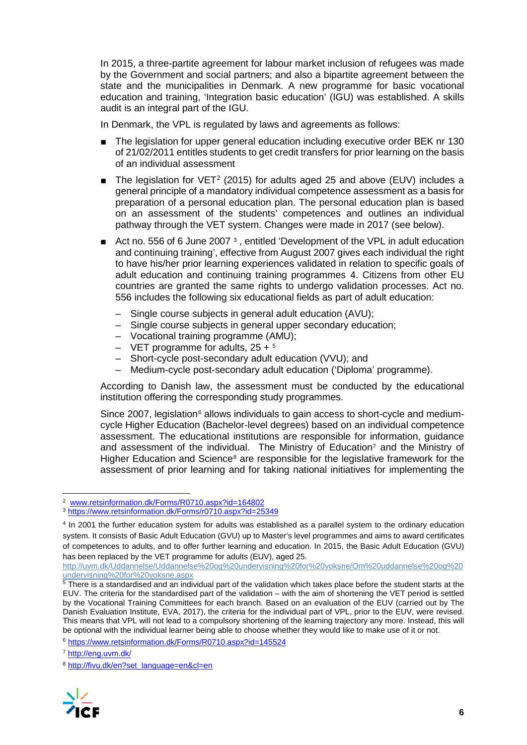In 2015, a three-partite agreement for labour market inclusion of refugees was made by the Government and social partners; and also a bipartite agreement between the state and the municipalities in Denmark. A new programme for basic vocational education and training, 'Integration basic education' (IGU) was established. A skills audit is an integral part of the IGU.

In Denmark, the VPL is regulated by laws and agreements as follows:

- The legislation for upper general education including executive order BEK nr 130 of 21/02/2011 entitles students to get credit transfers for prior learning on the basis of an individual assessment
- The legislation for VET[2] (2015) for adults aged 25 and above (EUV) includes a general principle of a mandatory individual competence assessment as a basis for preparation of a personal education plan. The personal education plan is based on an assessment of the students' competences and outlines an individual pathway through the VET system. Changes were made in 2017 (see below).
- Act no. 556 of 6 June 2007 [3], entitled 'Development of the VPL in adult education and continuing training', effective from August 2007 gives each individual the right to have his/her prior learning experiences validated in relation to specific goals of adult education and continuing training programmes 4. Citizens from other EU countries are granted the same rights to undergo validation processes. Act no. 556 includes the following six educational fields as part of adult education:
  - Single course subjects in general adult education (AVU);
  - Single course subjects in general upper secondary education;
  - Vocational training programme (AMU);
  - VET programme for adults, 25 + [5]
  - Short-cycle post-secondary adult education (VVU); and
  - Medium-cycle post-secondary adult education ('Diploma' programme).

According to Danish law, the assessment must be conducted by the educational institution offering the corresponding study programmes.

Since 2007, legislation[6] allows individuals to gain access to short-cycle and medium-cycle Higher Education (Bachelor-level degrees) based on an individual competence assessment. The educational institutions are responsible for information, guidance and assessment of the individual. The Ministry of Education[7] and the Ministry of Higher Education and Science[8] are responsible for the legislative framework for the assessment of prior learning and for taking national initiatives for implementing the

---

[2] www.retsinformation.dk/Forms/R0710.aspx?id=164802

[3] https://www.retsinformation.dk/Forms/r0710.aspx?id=25349

[4] In 2001 the further education system for adults was established as a parallel system to the ordinary education system. It consists of Basic Adult Education (GVU) up to Master's level programmes and aims to award certificates of competences to adults, and to offer further learning and education. In 2015, the Basic Adult Education (GVU) has been replaced by the VET programme for adults (EUV), aged 25. http://uvm.dk/Uddannelse/Uddannelse%20og%20undervisning%20for%20voksne/Om%20uddannelse%20og%20undervisning%20for%20voksne.aspx

[5] There is a standardised and an individual part of the validation which takes place before the student starts at the EUV. The criteria for the standardised part of the validation – with the aim of shortening the VET period is settled by the Vocational Training Committees for each branch. Based on an evaluation of the EUV (carried out by The Danish Evaluation Institute, EVA, 2017), the criteria for the individual part of VPL, prior to the EUV, were revised. This means that VPL will not lead to a compulsory shortening of the learning trajectory any more. Instead, this will be optional with the individual learner being able to choose whether they would like to make use of it or not.

[6] https://www.retsinformation.dk/Forms/R0710.aspx?id=145524

[7] http://eng.uvm.dk/

[8] http://fivu.dk/en?set_language=en&cl=en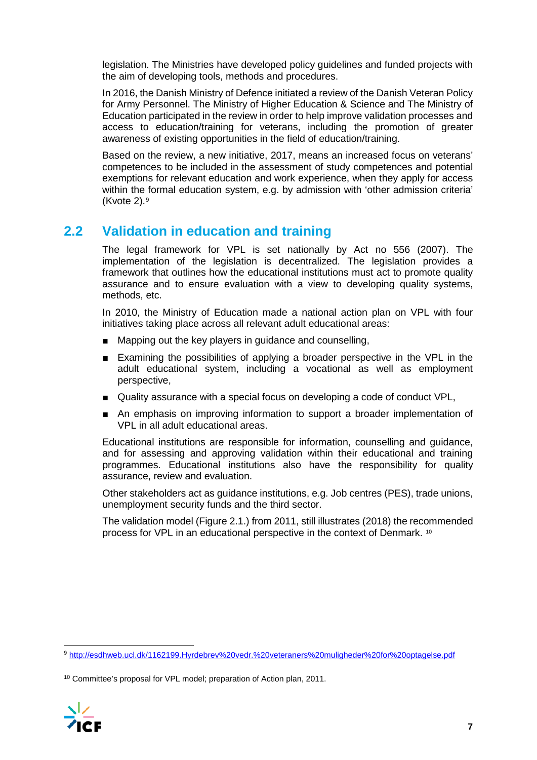legislation. The Ministries have developed policy guidelines and funded projects with the aim of developing tools, methods and procedures.

In 2016, the Danish Ministry of Defence initiated a review of the Danish Veteran Policy for Army Personnel. The Ministry of Higher Education & Science and The Ministry of Education participated in the review in order to help improve validation processes and access to education/training for veterans, including the promotion of greater awareness of existing opportunities in the field of education/training.

Based on the review, a new initiative, 2017, means an increased focus on veterans' competences to be included in the assessment of study competences and potential exemptions for relevant education and work experience, when they apply for access within the formal education system, e.g. by admission with 'other admission criteria' (Kvote 2).[9]

## 2.2 Validation in education and training

The legal framework for VPL is set nationally by Act no 556 (2007). The implementation of the legislation is decentralized. The legislation provides a framework that outlines how the educational institutions must act to promote quality assurance and to ensure evaluation with a view to developing quality systems, methods, etc.

In 2010, the Ministry of Education made a national action plan on VPL with four initiatives taking place across all relevant adult educational areas:

- Mapping out the key players in guidance and counselling,
- Examining the possibilities of applying a broader perspective in the VPL in the adult educational system, including a vocational as well as employment perspective,
- Quality assurance with a special focus on developing a code of conduct VPL,
- An emphasis on improving information to support a broader implementation of VPL in all adult educational areas.

Educational institutions are responsible for information, counselling and guidance, and for assessing and approving validation within their educational and training programmes. Educational institutions also have the responsibility for quality assurance, review and evaluation.

Other stakeholders act as guidance institutions, e.g. Job centres (PES), trade unions, unemployment security funds and the third sector.

The validation model (Figure 2.1.) from 2011, still illustrates (2018) the recommended process for VPL in an educational perspective in the context of Denmark. [10]

---

[9] http://esdhweb.ucl.dk/1162199.Hyrdebrev%20vedr.%20veteraners%20muligheder%20for%20optagelse.pdf

[10] Committee's proposal for VPL model; preparation of Action plan, 2011.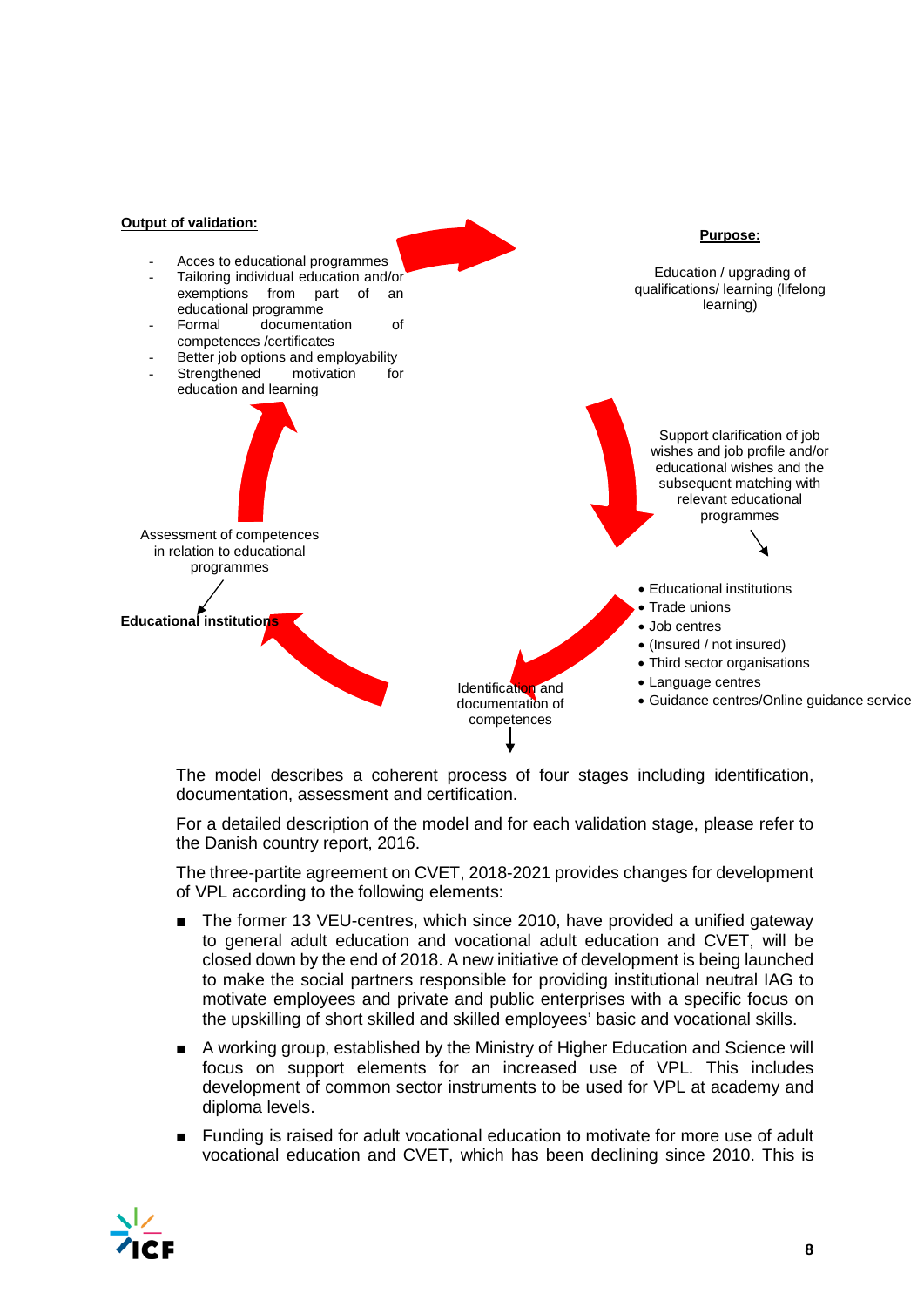**Output of validation:**

- Acces to educational programmes
- Tailoring individual education and/or exemptions from part of an educational programme
- Formal documentation of competences /certificates
- Better job options and employability
- Strengthened motivation for education and learning

**Purpose:**

Education / upgrading of qualifications/ learning (lifelong learning)

Support clarification of job wishes and job profile and/or educational wishes and the subsequent matching with relevant educational programmes

- Educational institutions
- Trade unions
- Job centres
- (Insured / not insured)
- Third sector organisations
- Language centres
- Guidance centres/Online guidance service

Identification and documentation of competences

Assessment of competences in relation to educational programmes

**Educational institutions**

The model describes a coherent process of four stages including identification, documentation, assessment and certification.

For a detailed description of the model and for each validation stage, please refer to the Danish country report, 2016.

The three-partite agreement on CVET, 2018-2021 provides changes for development of VPL according to the following elements:

- The former 13 VEU-centres, which since 2010, have provided a unified gateway to general adult education and vocational adult education and CVET, will be closed down by the end of 2018. A new initiative of development is being launched to make the social partners responsible for providing institutional neutral IAG to motivate employees and private and public enterprises with a specific focus on the upskilling of short skilled and skilled employees' basic and vocational skills.
- A working group, established by the Ministry of Higher Education and Science will focus on support elements for an increased use of VPL. This includes development of common sector instruments to be used for VPL at academy and diploma levels.
- Funding is raised for adult vocational education to motivate for more use of adult vocational education and CVET, which has been declining since 2010. This is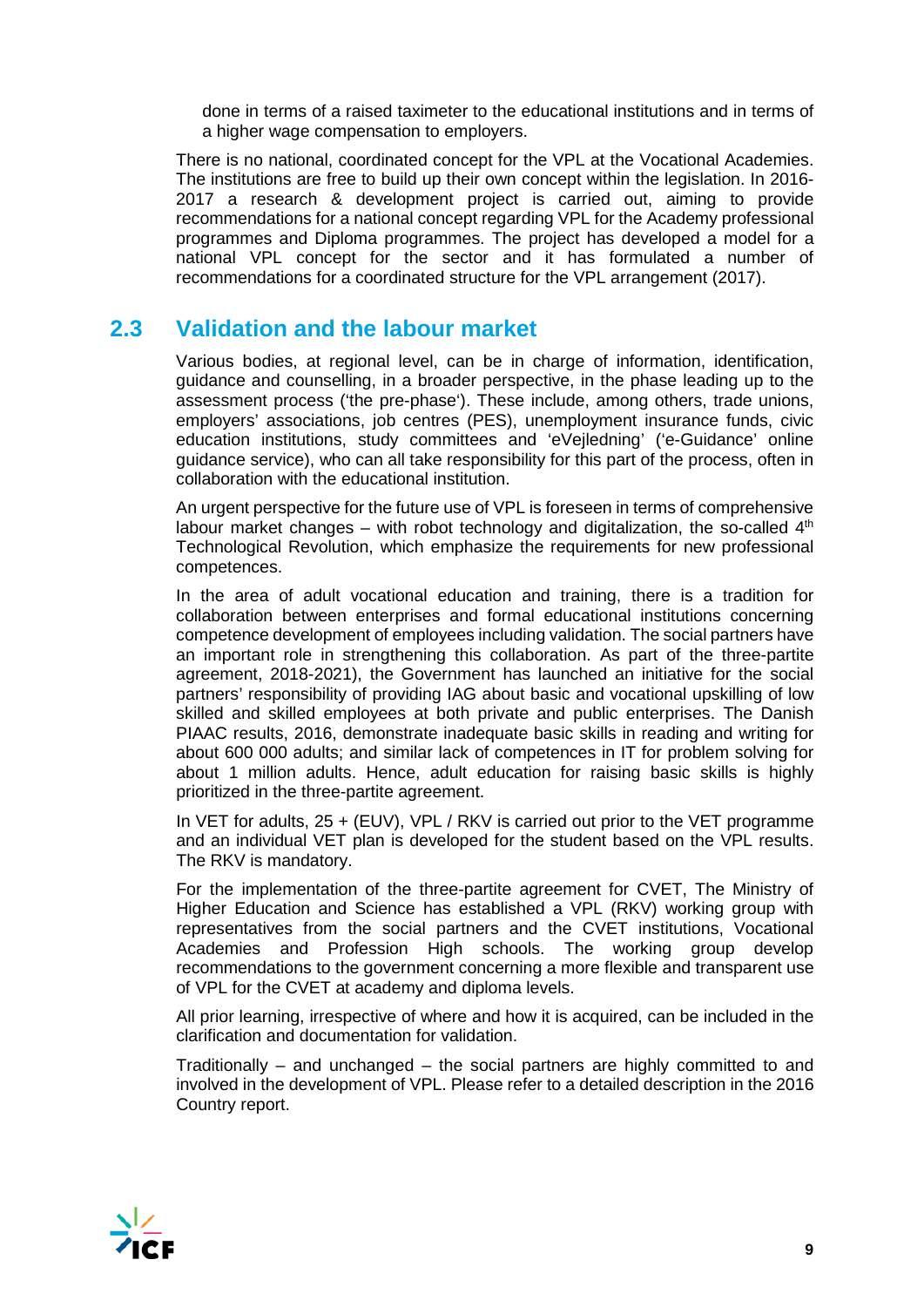done in terms of a raised taximeter to the educational institutions and in terms of a higher wage compensation to employers.

There is no national, coordinated concept for the VPL at the Vocational Academies. The institutions are free to build up their own concept within the legislation. In 2016-2017 a research & development project is carried out, aiming to provide recommendations for a national concept regarding VPL for the Academy professional programmes and Diploma programmes. The project has developed a model for a national VPL concept for the sector and it has formulated a number of recommendations for a coordinated structure for the VPL arrangement (2017).

## 2.3 Validation and the labour market

Various bodies, at regional level, can be in charge of information, identification, guidance and counselling, in a broader perspective, in the phase leading up to the assessment process ('the pre-phase'). These include, among others, trade unions, employers' associations, job centres (PES), unemployment insurance funds, civic education institutions, study committees and 'eVejledning' ('e-Guidance' online guidance service), who can all take responsibility for this part of the process, often in collaboration with the educational institution.

An urgent perspective for the future use of VPL is foreseen in terms of comprehensive labour market changes – with robot technology and digitalization, the so-called 4th Technological Revolution, which emphasize the requirements for new professional competences.

In the area of adult vocational education and training, there is a tradition for collaboration between enterprises and formal educational institutions concerning competence development of employees including validation. The social partners have an important role in strengthening this collaboration. As part of the three-partite agreement, 2018-2021), the Government has launched an initiative for the social partners' responsibility of providing IAG about basic and vocational upskilling of low skilled and skilled employees at both private and public enterprises. The Danish PIAAC results, 2016, demonstrate inadequate basic skills in reading and writing for about 600 000 adults; and similar lack of competences in IT for problem solving for about 1 million adults. Hence, adult education for raising basic skills is highly prioritized in the three-partite agreement.

In VET for adults, 25 + (EUV), VPL / RKV is carried out prior to the VET programme and an individual VET plan is developed for the student based on the VPL results. The RKV is mandatory.

For the implementation of the three-partite agreement for CVET, The Ministry of Higher Education and Science has established a VPL (RKV) working group with representatives from the social partners and the CVET institutions, Vocational Academies and Profession High schools. The working group develop recommendations to the government concerning a more flexible and transparent use of VPL for the CVET at academy and diploma levels.

All prior learning, irrespective of where and how it is acquired, can be included in the clarification and documentation for validation.

Traditionally – and unchanged – the social partners are highly committed to and involved in the development of VPL. Please refer to a detailed description in the 2016 Country report.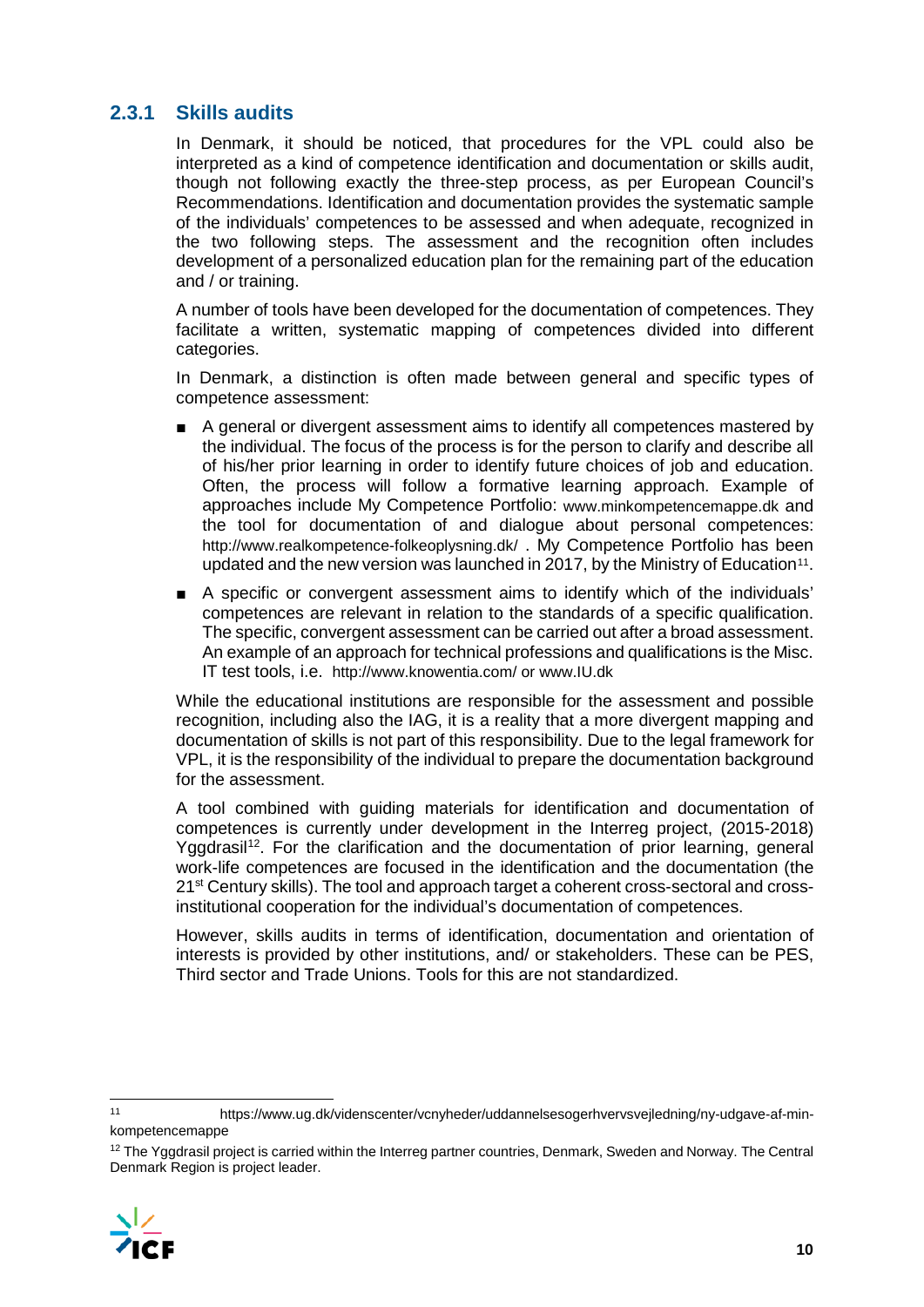### 2.3.1 Skills audits

In Denmark, it should be noticed, that procedures for the VPL could also be interpreted as a kind of competence identification and documentation or skills audit, though not following exactly the three-step process, as per European Council's Recommendations. Identification and documentation provides the systematic sample of the individuals' competences to be assessed and when adequate, recognized in the two following steps. The assessment and the recognition often includes development of a personalized education plan for the remaining part of the education and / or training.

A number of tools have been developed for the documentation of competences. They facilitate a written, systematic mapping of competences divided into different categories.

In Denmark, a distinction is often made between general and specific types of competence assessment:

- A general or divergent assessment aims to identify all competences mastered by the individual. The focus of the process is for the person to clarify and describe all of his/her prior learning in order to identify future choices of job and education. Often, the process will follow a formative learning approach. Example of approaches include My Competence Portfolio: www.minkompetencemappe.dk and the tool for documentation of and dialogue about personal competences: http://www.realkompetence-folkeoplysning.dk/ . My Competence Portfolio has been updated and the new version was launched in 2017, by the Ministry of Education[11].
- A specific or convergent assessment aims to identify which of the individuals' competences are relevant in relation to the standards of a specific qualification. The specific, convergent assessment can be carried out after a broad assessment. An example of an approach for technical professions and qualifications is the Misc. IT test tools, i.e. http://www.knowentia.com/ or www.IU.dk

While the educational institutions are responsible for the assessment and possible recognition, including also the IAG, it is a reality that a more divergent mapping and documentation of skills is not part of this responsibility. Due to the legal framework for VPL, it is the responsibility of the individual to prepare the documentation background for the assessment.

A tool combined with guiding materials for identification and documentation of competences is currently under development in the Interreg project, (2015-2018) Yggdrasil[12]. For the clarification and the documentation of prior learning, general work-life competences are focused in the identification and the documentation (the 21st Century skills). The tool and approach target a coherent cross-sectoral and cross-institutional cooperation for the individual's documentation of competences.

However, skills audits in terms of identification, documentation and orientation of interests is provided by other institutions, and/ or stakeholders. These can be PES, Third sector and Trade Unions. Tools for this are not standardized.

---

[11] https://www.ug.dk/videnscenter/vcnyheder/uddannelsesogerhvervsvejledning/ny-udgave-af-min-kompetencemappe

[12] The Yggdrasil project is carried within the Interreg partner countries, Denmark, Sweden and Norway. The Central Denmark Region is project leader.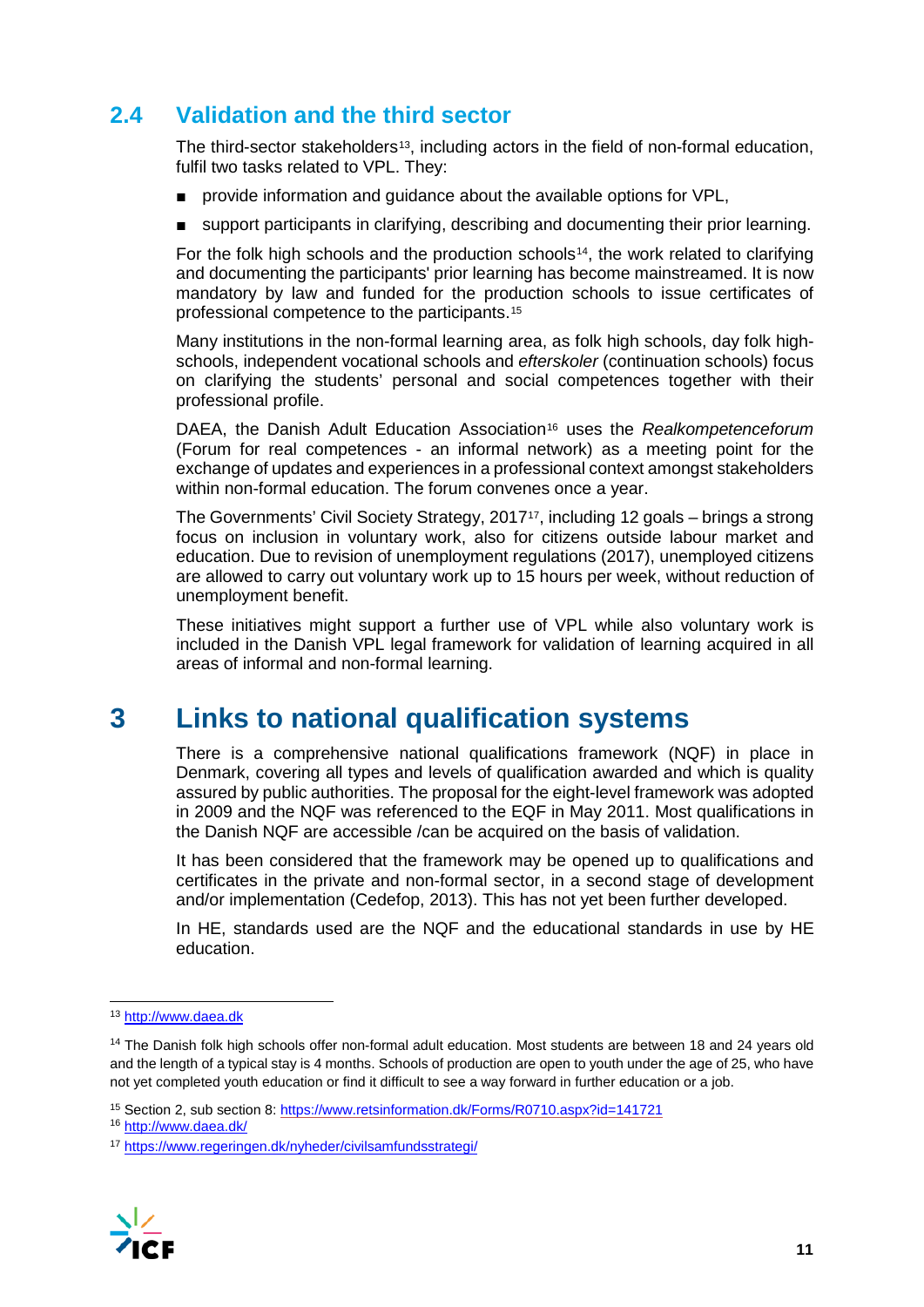## 2.4 Validation and the third sector

The third-sector stakeholders[13], including actors in the field of non-formal education, fulfil two tasks related to VPL. They:

- provide information and guidance about the available options for VPL,
- support participants in clarifying, describing and documenting their prior learning.

For the folk high schools and the production schools[14], the work related to clarifying and documenting the participants' prior learning has become mainstreamed. It is now mandatory by law and funded for the production schools to issue certificates of professional competence to the participants.[15]

Many institutions in the non-formal learning area, as folk high schools, day folk high-schools, independent vocational schools and *efterskoler* (continuation schools) focus on clarifying the students' personal and social competences together with their professional profile.

DAEA, the Danish Adult Education Association[16] uses the *Realkompetenceforum* (Forum for real competences - an informal network) as a meeting point for the exchange of updates and experiences in a professional context amongst stakeholders within non-formal education. The forum convenes once a year.

The Governments' Civil Society Strategy, 2017[17], including 12 goals – brings a strong focus on inclusion in voluntary work, also for citizens outside labour market and education. Due to revision of unemployment regulations (2017), unemployed citizens are allowed to carry out voluntary work up to 15 hours per week, without reduction of unemployment benefit.

These initiatives might support a further use of VPL while also voluntary work is included in the Danish VPL legal framework for validation of learning acquired in all areas of informal and non-formal learning.

# 3 Links to national qualification systems

There is a comprehensive national qualifications framework (NQF) in place in Denmark, covering all types and levels of qualification awarded and which is quality assured by public authorities. The proposal for the eight-level framework was adopted in 2009 and the NQF was referenced to the EQF in May 2011. Most qualifications in the Danish NQF are accessible /can be acquired on the basis of validation.

It has been considered that the framework may be opened up to qualifications and certificates in the private and non-formal sector, in a second stage of development and/or implementation (Cedefop, 2013). This has not yet been further developed.

In HE, standards used are the NQF and the educational standards in use by HE education.

---

[13] http://www.daea.dk

[14] The Danish folk high schools offer non-formal adult education. Most students are between 18 and 24 years old and the length of a typical stay is 4 months. Schools of production are open to youth under the age of 25, who have not yet completed youth education or find it difficult to see a way forward in further education or a job.

[15] Section 2, sub section 8: https://www.retsinformation.dk/Forms/R0710.aspx?id=141721

[16] http://www.daea.dk/

[17] https://www.regeringen.dk/nyheder/civilsamfundsstrategi/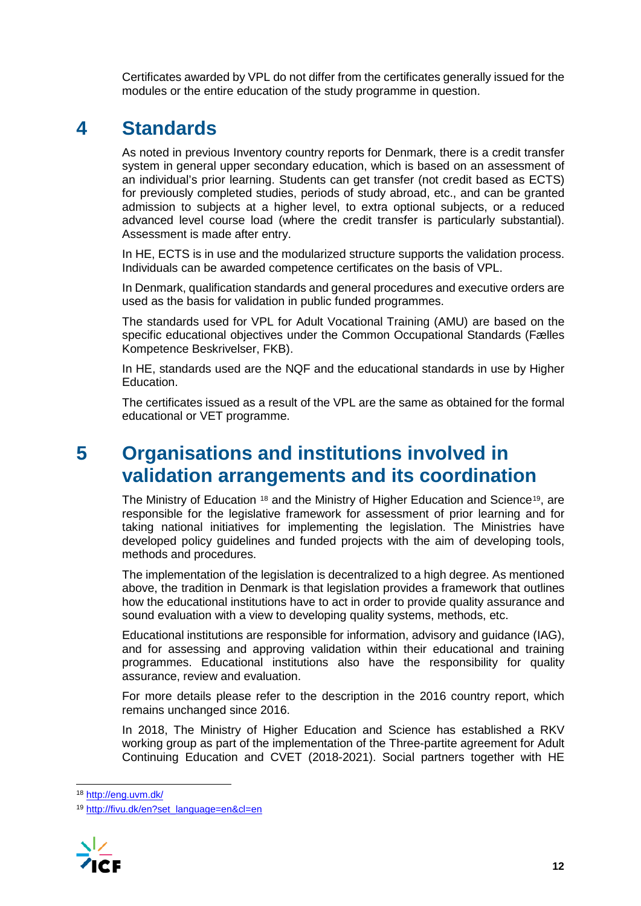Certificates awarded by VPL do not differ from the certificates generally issued for the modules or the entire education of the study programme in question.

# 4 Standards

As noted in previous Inventory country reports for Denmark, there is a credit transfer system in general upper secondary education, which is based on an assessment of an individual's prior learning. Students can get transfer (not credit based as ECTS) for previously completed studies, periods of study abroad, etc., and can be granted admission to subjects at a higher level, to extra optional subjects, or a reduced advanced level course load (where the credit transfer is particularly substantial). Assessment is made after entry.

In HE, ECTS is in use and the modularized structure supports the validation process. Individuals can be awarded competence certificates on the basis of VPL.

In Denmark, qualification standards and general procedures and executive orders are used as the basis for validation in public funded programmes.

The standards used for VPL for Adult Vocational Training (AMU) are based on the specific educational objectives under the Common Occupational Standards (Fælles Kompetence Beskrivelser, FKB).

In HE, standards used are the NQF and the educational standards in use by Higher Education.

The certificates issued as a result of the VPL are the same as obtained for the formal educational or VET programme.

# 5 Organisations and institutions involved in validation arrangements and its coordination

The Ministry of Education [18] and the Ministry of Higher Education and Science[19], are responsible for the legislative framework for assessment of prior learning and for taking national initiatives for implementing the legislation. The Ministries have developed policy guidelines and funded projects with the aim of developing tools, methods and procedures.

The implementation of the legislation is decentralized to a high degree. As mentioned above, the tradition in Denmark is that legislation provides a framework that outlines how the educational institutions have to act in order to provide quality assurance and sound evaluation with a view to developing quality systems, methods, etc.

Educational institutions are responsible for information, advisory and guidance (IAG), and for assessing and approving validation within their educational and training programmes. Educational institutions also have the responsibility for quality assurance, review and evaluation.

For more details please refer to the description in the 2016 country report, which remains unchanged since 2016.

In 2018, The Ministry of Higher Education and Science has established a RKV working group as part of the implementation of the Three-partite agreement for Adult Continuing Education and CVET (2018-2021). Social partners together with HE

[18] http://eng.uvm.dk/

[19] http://fivu.dk/en?set_language=en&cl=en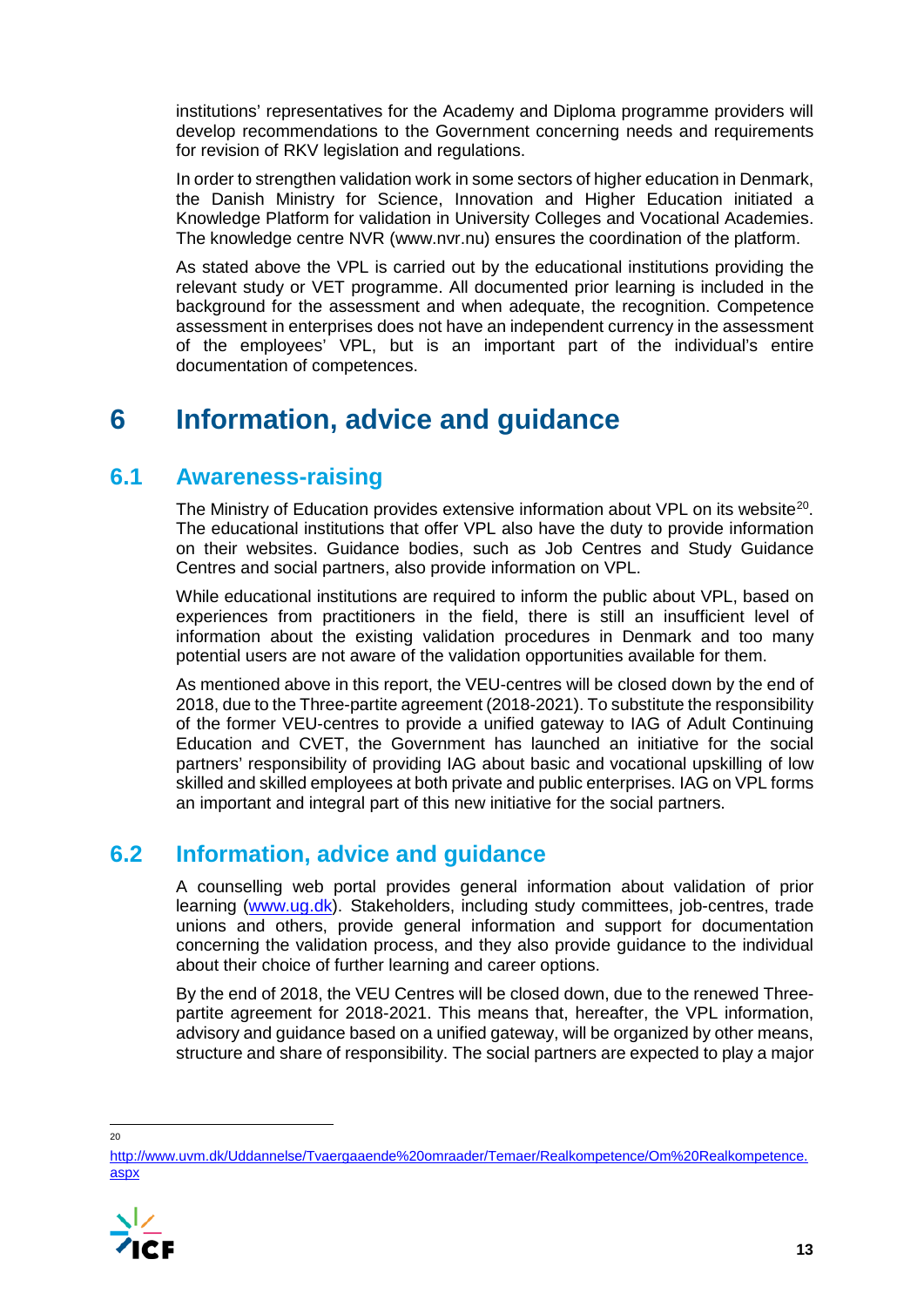institutions' representatives for the Academy and Diploma programme providers will develop recommendations to the Government concerning needs and requirements for revision of RKV legislation and regulations.

In order to strengthen validation work in some sectors of higher education in Denmark, the Danish Ministry for Science, Innovation and Higher Education initiated a Knowledge Platform for validation in University Colleges and Vocational Academies. The knowledge centre NVR (www.nvr.nu) ensures the coordination of the platform.

As stated above the VPL is carried out by the educational institutions providing the relevant study or VET programme. All documented prior learning is included in the background for the assessment and when adequate, the recognition. Competence assessment in enterprises does not have an independent currency in the assessment of the employees' VPL, but is an important part of the individual's entire documentation of competences.

# 6 Information, advice and guidance

## 6.1 Awareness-raising

The Ministry of Education provides extensive information about VPL on its website[20]. The educational institutions that offer VPL also have the duty to provide information on their websites. Guidance bodies, such as Job Centres and Study Guidance Centres and social partners, also provide information on VPL.

While educational institutions are required to inform the public about VPL, based on experiences from practitioners in the field, there is still an insufficient level of information about the existing validation procedures in Denmark and too many potential users are not aware of the validation opportunities available for them.

As mentioned above in this report, the VEU-centres will be closed down by the end of 2018, due to the Three-partite agreement (2018-2021). To substitute the responsibility of the former VEU-centres to provide a unified gateway to IAG of Adult Continuing Education and CVET, the Government has launched an initiative for the social partners' responsibility of providing IAG about basic and vocational upskilling of low skilled and skilled employees at both private and public enterprises. IAG on VPL forms an important and integral part of this new initiative for the social partners.

## 6.2 Information, advice and guidance

A counselling web portal provides general information about validation of prior learning (www.ug.dk). Stakeholders, including study committees, job-centres, trade unions and others, provide general information and support for documentation concerning the validation process, and they also provide guidance to the individual about their choice of further learning and career options.

By the end of 2018, the VEU Centres will be closed down, due to the renewed Three-partite agreement for 2018-2021. This means that, hereafter, the VPL information, advisory and guidance based on a unified gateway, will be organized by other means, structure and share of responsibility. The social partners are expected to play a major

[20] http://www.uvm.dk/Uddannelse/Tvaergaaende%20omraader/Temaer/Realkompetence/Om%20Realkompetence.aspx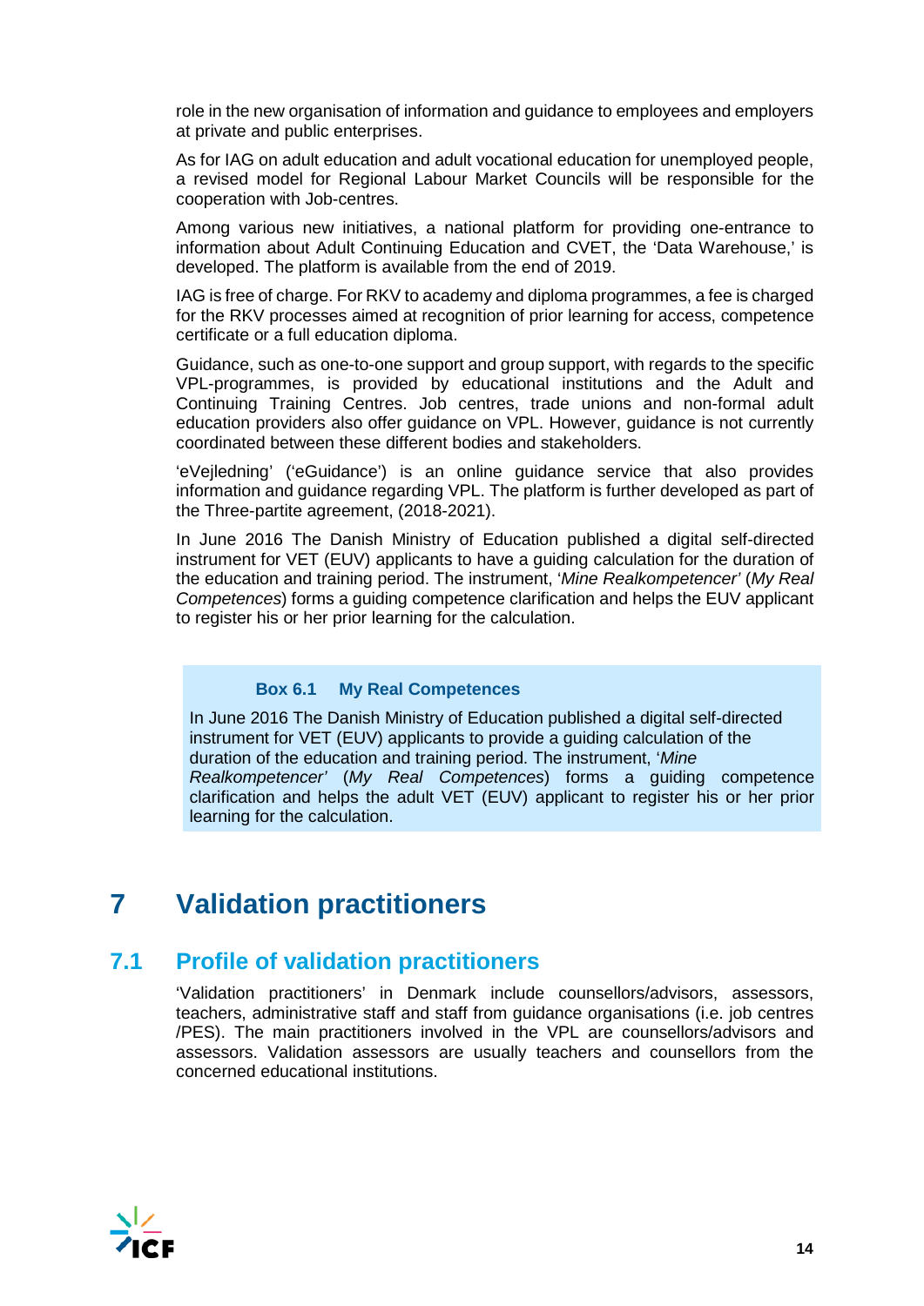role in the new organisation of information and guidance to employees and employers at private and public enterprises.

As for IAG on adult education and adult vocational education for unemployed people, a revised model for Regional Labour Market Councils will be responsible for the cooperation with Job-centres.

Among various new initiatives, a national platform for providing one-entrance to information about Adult Continuing Education and CVET, the 'Data Warehouse,' is developed. The platform is available from the end of 2019.

IAG is free of charge. For RKV to academy and diploma programmes, a fee is charged for the RKV processes aimed at recognition of prior learning for access, competence certificate or a full education diploma.

Guidance, such as one-to-one support and group support, with regards to the specific VPL-programmes, is provided by educational institutions and the Adult and Continuing Training Centres. Job centres, trade unions and non-formal adult education providers also offer guidance on VPL. However, guidance is not currently coordinated between these different bodies and stakeholders.

'eVejledning' ('eGuidance') is an online guidance service that also provides information and guidance regarding VPL. The platform is further developed as part of the Three-partite agreement, (2018-2021).

In June 2016 The Danish Ministry of Education published a digital self-directed instrument for VET (EUV) applicants to have a guiding calculation for the duration of the education and training period. The instrument, '*Mine Realkompetencer*' (*My Real Competences*) forms a guiding competence clarification and helps the EUV applicant to register his or her prior learning for the calculation.

> **Box 6.1 My Real Competences**
>
> In June 2016 The Danish Ministry of Education published a digital self-directed instrument for VET (EUV) applicants to provide a guiding calculation of the duration of the education and training period. The instrument, '*Mine Realkompetencer*' (*My Real Competences*) forms a guiding competence clarification and helps the adult VET (EUV) applicant to register his or her prior learning for the calculation.

# 7 Validation practitioners

## 7.1 Profile of validation practitioners

'Validation practitioners' in Denmark include counsellors/advisors, assessors, teachers, administrative staff and staff from guidance organisations (i.e. job centres /PES). The main practitioners involved in the VPL are counsellors/advisors and assessors. Validation assessors are usually teachers and counsellors from the concerned educational institutions.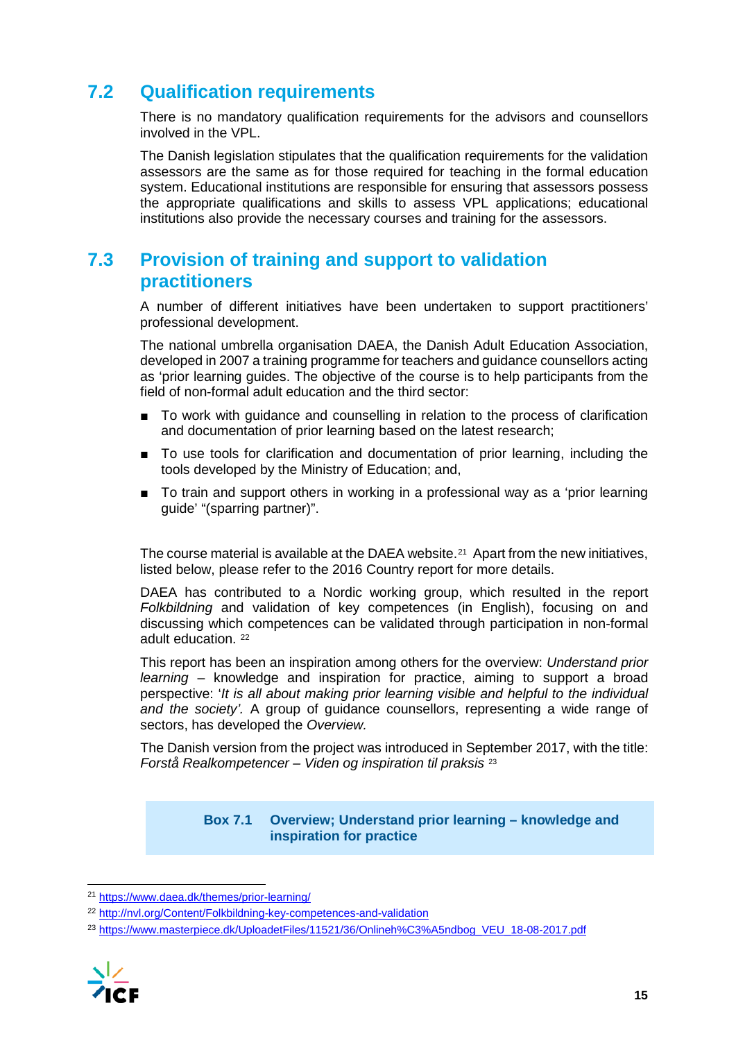## 7.2 Qualification requirements

There is no mandatory qualification requirements for the advisors and counsellors involved in the VPL.

The Danish legislation stipulates that the qualification requirements for the validation assessors are the same as for those required for teaching in the formal education system. Educational institutions are responsible for ensuring that assessors possess the appropriate qualifications and skills to assess VPL applications; educational institutions also provide the necessary courses and training for the assessors.

## 7.3 Provision of training and support to validation practitioners

A number of different initiatives have been undertaken to support practitioners' professional development.

The national umbrella organisation DAEA, the Danish Adult Education Association, developed in 2007 a training programme for teachers and guidance counsellors acting as 'prior learning guides. The objective of the course is to help participants from the field of non-formal adult education and the third sector:

- To work with guidance and counselling in relation to the process of clarification and documentation of prior learning based on the latest research;
- To use tools for clarification and documentation of prior learning, including the tools developed by the Ministry of Education; and,
- To train and support others in working in a professional way as a 'prior learning guide' "(sparring partner)".

The course material is available at the DAEA website.[21] Apart from the new initiatives, listed below, please refer to the 2016 Country report for more details.

DAEA has contributed to a Nordic working group, which resulted in the report *Folkbildning* and validation of key competences (in English), focusing on and discussing which competences can be validated through participation in non-formal adult education. [22]

This report has been an inspiration among others for the overview: *Understand prior learning* – knowledge and inspiration for practice, aiming to support a broad perspective: '*It is all about making prior learning visible and helpful to the individual and the society'.* A group of guidance counsellors, representing a wide range of sectors, has developed the *Overview.*

The Danish version from the project was introduced in September 2017, with the title: *Forstå Realkompetencer – Viden og inspiration til praksis* [23]

**Box 7.1 Overview; Understand prior learning – knowledge and inspiration for practice**

---

[21] https://www.daea.dk/themes/prior-learning/

[22] http://nvl.org/Content/Folkbildning-key-competences-and-validation

[23] https://www.masterpiece.dk/UploadetFiles/11521/36/Onlineh%C3%A5ndbog_VEU_18-08-2017.pdf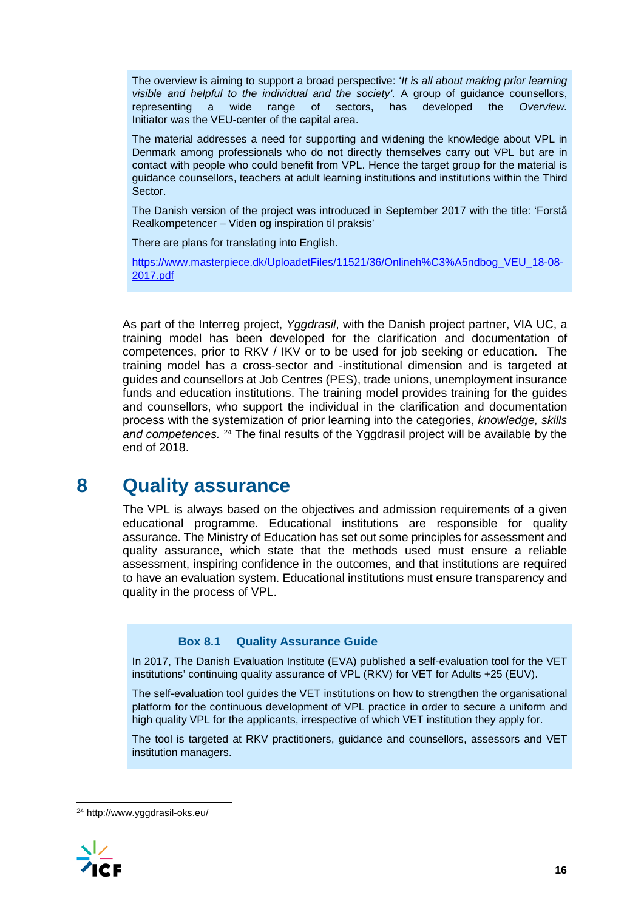The overview is aiming to support a broad perspective: '*It is all about making prior learning visible and helpful to the individual and the society'.* A group of guidance counsellors, representing a wide range of sectors, has developed the *Overview.* Initiator was the VEU-center of the capital area.

The material addresses a need for supporting and widening the knowledge about VPL in Denmark among professionals who do not directly themselves carry out VPL but are in contact with people who could benefit from VPL. Hence the target group for the material is guidance counsellors, teachers at adult learning institutions and institutions within the Third Sector.

The Danish version of the project was introduced in September 2017 with the title: 'Forstå Realkompetencer – Viden og inspiration til praksis'

There are plans for translating into English.

https://www.masterpiece.dk/UploadetFiles/11521/36/Onlineh%C3%A5ndbog_VEU_18-08-2017.pdf

As part of the Interreg project, *Yggdrasil*, with the Danish project partner, VIA UC, a training model has been developed for the clarification and documentation of competences, prior to RKV / IKV or to be used for job seeking or education. The training model has a cross-sector and -institutional dimension and is targeted at guides and counsellors at Job Centres (PES), trade unions, unemployment insurance funds and education institutions. The training model provides training for the guides and counsellors, who support the individual in the clarification and documentation process with the systemization of prior learning into the categories, *knowledge, skills and competences.* [24] The final results of the Yggdrasil project will be available by the end of 2018.

# 8 Quality assurance

The VPL is always based on the objectives and admission requirements of a given educational programme. Educational institutions are responsible for quality assurance. The Ministry of Education has set out some principles for assessment and quality assurance, which state that the methods used must ensure a reliable assessment, inspiring confidence in the outcomes, and that institutions are required to have an evaluation system. Educational institutions must ensure transparency and quality in the process of VPL.

**Box 8.1 Quality Assurance Guide**

In 2017, The Danish Evaluation Institute (EVA) published a self-evaluation tool for the VET institutions' continuing quality assurance of VPL (RKV) for VET for Adults +25 (EUV).

The self-evaluation tool guides the VET institutions on how to strengthen the organisational platform for the continuous development of VPL practice in order to secure a uniform and high quality VPL for the applicants, irrespective of which VET institution they apply for.

The tool is targeted at RKV practitioners, guidance and counsellors, assessors and VET institution managers.

[24] http://www.yggdrasil-oks.eu/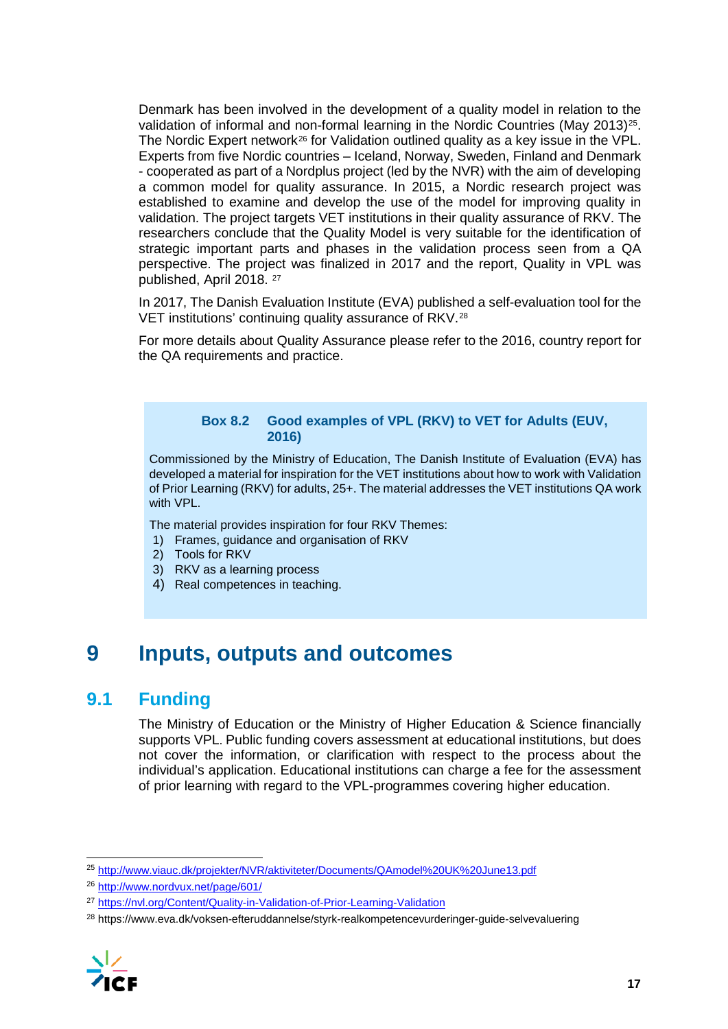Denmark has been involved in the development of a quality model in relation to the validation of informal and non-formal learning in the Nordic Countries (May 2013)[25]. The Nordic Expert network[26] for Validation outlined quality as a key issue in the VPL. Experts from five Nordic countries – Iceland, Norway, Sweden, Finland and Denmark - cooperated as part of a Nordplus project (led by the NVR) with the aim of developing a common model for quality assurance. In 2015, a Nordic research project was established to examine and develop the use of the model for improving quality in validation. The project targets VET institutions in their quality assurance of RKV. The researchers conclude that the Quality Model is very suitable for the identification of strategic important parts and phases in the validation process seen from a QA perspective. The project was finalized in 2017 and the report, Quality in VPL was published, April 2018. [27]

In 2017, The Danish Evaluation Institute (EVA) published a self-evaluation tool for the VET institutions' continuing quality assurance of RKV.[28]

For more details about Quality Assurance please refer to the 2016, country report for the QA requirements and practice.

**Box 8.2 Good examples of VPL (RKV) to VET for Adults (EUV, 2016)**

Commissioned by the Ministry of Education, The Danish Institute of Evaluation (EVA) has developed a material for inspiration for the VET institutions about how to work with Validation of Prior Learning (RKV) for adults, 25+. The material addresses the VET institutions QA work with VPL.

The material provides inspiration for four RKV Themes:

1) Frames, guidance and organisation of RKV
2) Tools for RKV
3) RKV as a learning process
4) Real competences in teaching.

# 9 Inputs, outputs and outcomes

## 9.1 Funding

The Ministry of Education or the Ministry of Higher Education & Science financially supports VPL. Public funding covers assessment at educational institutions, but does not cover the information, or clarification with respect to the process about the individual's application. Educational institutions can charge a fee for the assessment of prior learning with regard to the VPL-programmes covering higher education.

---

[25] http://www.viauc.dk/projekter/NVR/aktiviteter/Documents/QAmodel%20UK%20June13.pdf

[26] http://www.nordvux.net/page/601/

[27] https://nvl.org/Content/Quality-in-Validation-of-Prior-Learning-Validation

[28] https://www.eva.dk/voksen-efteruddannelse/styrk-realkompetencevurderinger-guide-selvevaluering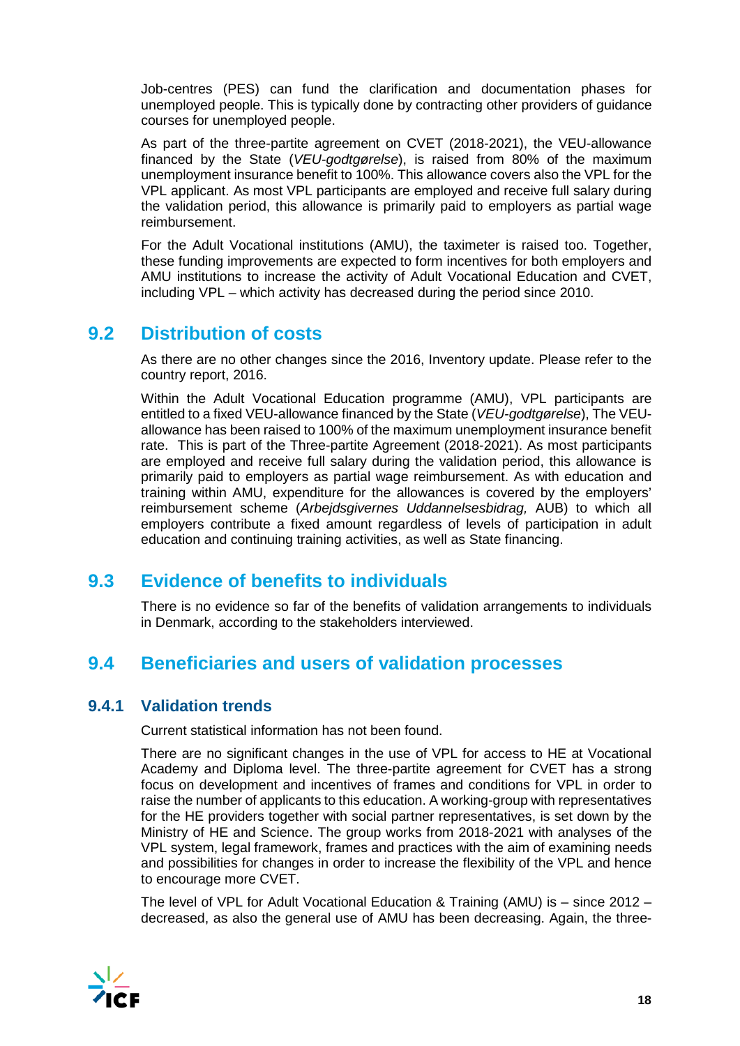Job-centres (PES) can fund the clarification and documentation phases for unemployed people. This is typically done by contracting other providers of guidance courses for unemployed people.

As part of the three-partite agreement on CVET (2018-2021), the VEU-allowance financed by the State (*VEU-godtgørelse*), is raised from 80% of the maximum unemployment insurance benefit to 100%. This allowance covers also the VPL for the VPL applicant. As most VPL participants are employed and receive full salary during the validation period, this allowance is primarily paid to employers as partial wage reimbursement.

For the Adult Vocational institutions (AMU), the taximeter is raised too. Together, these funding improvements are expected to form incentives for both employers and AMU institutions to increase the activity of Adult Vocational Education and CVET, including VPL – which activity has decreased during the period since 2010.

## 9.2 Distribution of costs

As there are no other changes since the 2016, Inventory update. Please refer to the country report, 2016.

Within the Adult Vocational Education programme (AMU), VPL participants are entitled to a fixed VEU-allowance financed by the State (*VEU-godtgørelse*), The VEU-allowance has been raised to 100% of the maximum unemployment insurance benefit rate. This is part of the Three-partite Agreement (2018-2021). As most participants are employed and receive full salary during the validation period, this allowance is primarily paid to employers as partial wage reimbursement. As with education and training within AMU, expenditure for the allowances is covered by the employers' reimbursement scheme (*Arbejdsgivernes Uddannelsesbidrag,* AUB) to which all employers contribute a fixed amount regardless of levels of participation in adult education and continuing training activities, as well as State financing.

## 9.3 Evidence of benefits to individuals

There is no evidence so far of the benefits of validation arrangements to individuals in Denmark, according to the stakeholders interviewed.

## 9.4 Beneficiaries and users of validation processes

### 9.4.1 Validation trends

Current statistical information has not been found.

There are no significant changes in the use of VPL for access to HE at Vocational Academy and Diploma level. The three-partite agreement for CVET has a strong focus on development and incentives of frames and conditions for VPL in order to raise the number of applicants to this education. A working-group with representatives for the HE providers together with social partner representatives, is set down by the Ministry of HE and Science. The group works from 2018-2021 with analyses of the VPL system, legal framework, frames and practices with the aim of examining needs and possibilities for changes in order to increase the flexibility of the VPL and hence to encourage more CVET.

The level of VPL for Adult Vocational Education & Training (AMU) is – since 2012 – decreased, as also the general use of AMU has been decreasing. Again, the three-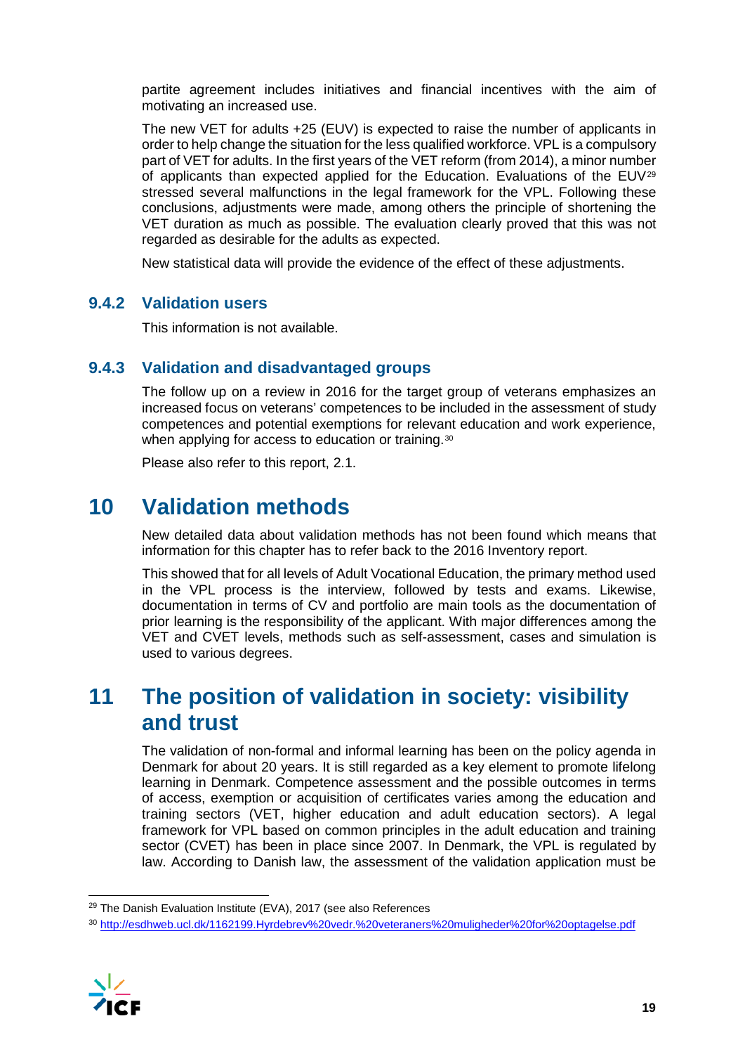partite agreement includes initiatives and financial incentives with the aim of motivating an increased use.

The new VET for adults +25 (EUV) is expected to raise the number of applicants in order to help change the situation for the less qualified workforce. VPL is a compulsory part of VET for adults. In the first years of the VET reform (from 2014), a minor number of applicants than expected applied for the Education. Evaluations of the EUV[29] stressed several malfunctions in the legal framework for the VPL. Following these conclusions, adjustments were made, among others the principle of shortening the VET duration as much as possible. The evaluation clearly proved that this was not regarded as desirable for the adults as expected.

New statistical data will provide the evidence of the effect of these adjustments.

### 9.4.2 Validation users

This information is not available.

### 9.4.3 Validation and disadvantaged groups

The follow up on a review in 2016 for the target group of veterans emphasizes an increased focus on veterans' competences to be included in the assessment of study competences and potential exemptions for relevant education and work experience, when applying for access to education or training.[30]

Please also refer to this report, 2.1.

# 10 Validation methods

New detailed data about validation methods has not been found which means that information for this chapter has to refer back to the 2016 Inventory report.

This showed that for all levels of Adult Vocational Education, the primary method used in the VPL process is the interview, followed by tests and exams. Likewise, documentation in terms of CV and portfolio are main tools as the documentation of prior learning is the responsibility of the applicant. With major differences among the VET and CVET levels, methods such as self-assessment, cases and simulation is used to various degrees.

# 11 The position of validation in society: visibility and trust

The validation of non-formal and informal learning has been on the policy agenda in Denmark for about 20 years. It is still regarded as a key element to promote lifelong learning in Denmark. Competence assessment and the possible outcomes in terms of access, exemption or acquisition of certificates varies among the education and training sectors (VET, higher education and adult education sectors). A legal framework for VPL based on common principles in the adult education and training sector (CVET) has been in place since 2007. In Denmark, the VPL is regulated by law. According to Danish law, the assessment of the validation application must be

---

[29] The Danish Evaluation Institute (EVA), 2017 (see also References

[30] http://esdhweb.ucl.dk/1162199.Hyrdebrev%20vedr.%20veteraners%20muligheder%20for%20optagelse.pdf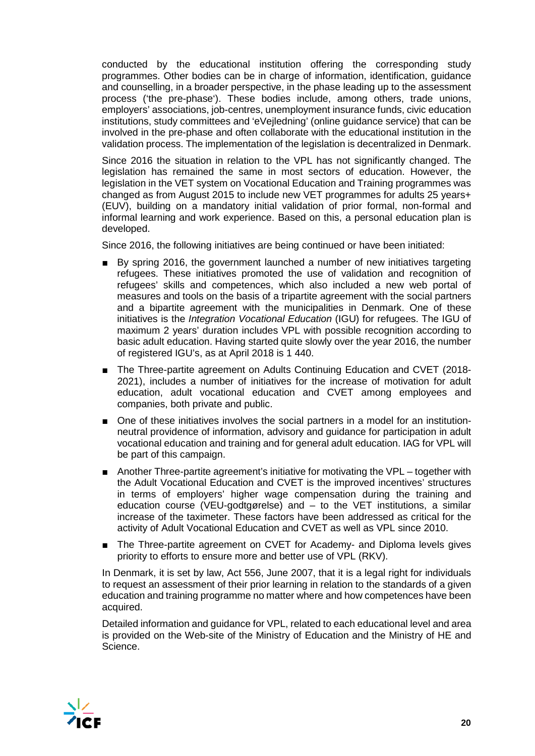conducted by the educational institution offering the corresponding study programmes. Other bodies can be in charge of information, identification, guidance and counselling, in a broader perspective, in the phase leading up to the assessment process ('the pre-phase'). These bodies include, among others, trade unions, employers' associations, job-centres, unemployment insurance funds, civic education institutions, study committees and 'eVejledning' (online guidance service) that can be involved in the pre-phase and often collaborate with the educational institution in the validation process. The implementation of the legislation is decentralized in Denmark.

Since 2016 the situation in relation to the VPL has not significantly changed. The legislation has remained the same in most sectors of education. However, the legislation in the VET system on Vocational Education and Training programmes was changed as from August 2015 to include new VET programmes for adults 25 years+ (EUV), building on a mandatory initial validation of prior formal, non-formal and informal learning and work experience. Based on this, a personal education plan is developed.

Since 2016, the following initiatives are being continued or have been initiated:

- By spring 2016, the government launched a number of new initiatives targeting refugees. These initiatives promoted the use of validation and recognition of refugees' skills and competences, which also included a new web portal of measures and tools on the basis of a tripartite agreement with the social partners and a bipartite agreement with the municipalities in Denmark. One of these initiatives is the *Integration Vocational Education* (IGU) for refugees. The IGU of maximum 2 years' duration includes VPL with possible recognition according to basic adult education. Having started quite slowly over the year 2016, the number of registered IGU's, as at April 2018 is 1 440.
- The Three-partite agreement on Adults Continuing Education and CVET (2018-2021), includes a number of initiatives for the increase of motivation for adult education, adult vocational education and CVET among employees and companies, both private and public.
- One of these initiatives involves the social partners in a model for an institution-neutral providence of information, advisory and guidance for participation in adult vocational education and training and for general adult education. IAG for VPL will be part of this campaign.
- Another Three-partite agreement's initiative for motivating the VPL – together with the Adult Vocational Education and CVET is the improved incentives' structures in terms of employers' higher wage compensation during the training and education course (VEU-godtgørelse) and – to the VET institutions, a similar increase of the taximeter. These factors have been addressed as critical for the activity of Adult Vocational Education and CVET as well as VPL since 2010.
- The Three-partite agreement on CVET for Academy- and Diploma levels gives priority to efforts to ensure more and better use of VPL (RKV).

In Denmark, it is set by law, Act 556, June 2007, that it is a legal right for individuals to request an assessment of their prior learning in relation to the standards of a given education and training programme no matter where and how competences have been acquired.

Detailed information and guidance for VPL, related to each educational level and area is provided on the Web-site of the Ministry of Education and the Ministry of HE and Science.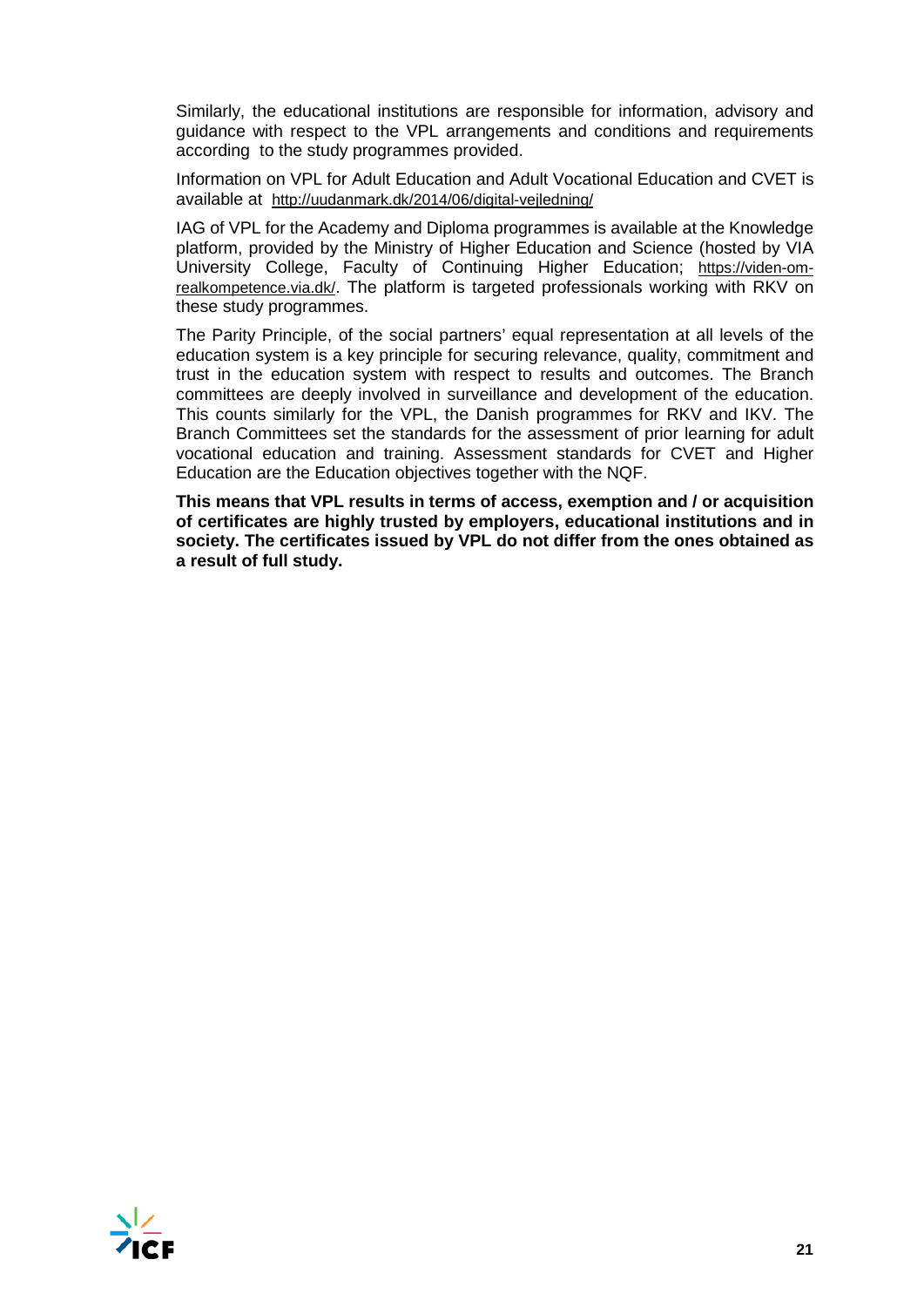Similarly, the educational institutions are responsible for information, advisory and guidance with respect to the VPL arrangements and conditions and requirements according to the study programmes provided.

Information on VPL for Adult Education and Adult Vocational Education and CVET is available at http://uudanmark.dk/2014/06/digital-vejledning/

IAG of VPL for the Academy and Diploma programmes is available at the Knowledge platform, provided by the Ministry of Higher Education and Science (hosted by VIA University College, Faculty of Continuing Higher Education; https://viden-om-realkompetence.via.dk/. The platform is targeted professionals working with RKV on these study programmes.

The Parity Principle, of the social partners' equal representation at all levels of the education system is a key principle for securing relevance, quality, commitment and trust in the education system with respect to results and outcomes. The Branch committees are deeply involved in surveillance and development of the education. This counts similarly for the VPL, the Danish programmes for RKV and IKV. The Branch Committees set the standards for the assessment of prior learning for adult vocational education and training. Assessment standards for CVET and Higher Education are the Education objectives together with the NQF.

**This means that VPL results in terms of access, exemption and / or acquisition of certificates are highly trusted by employers, educational institutions and in society. The certificates issued by VPL do not differ from the ones obtained as a result of full study.**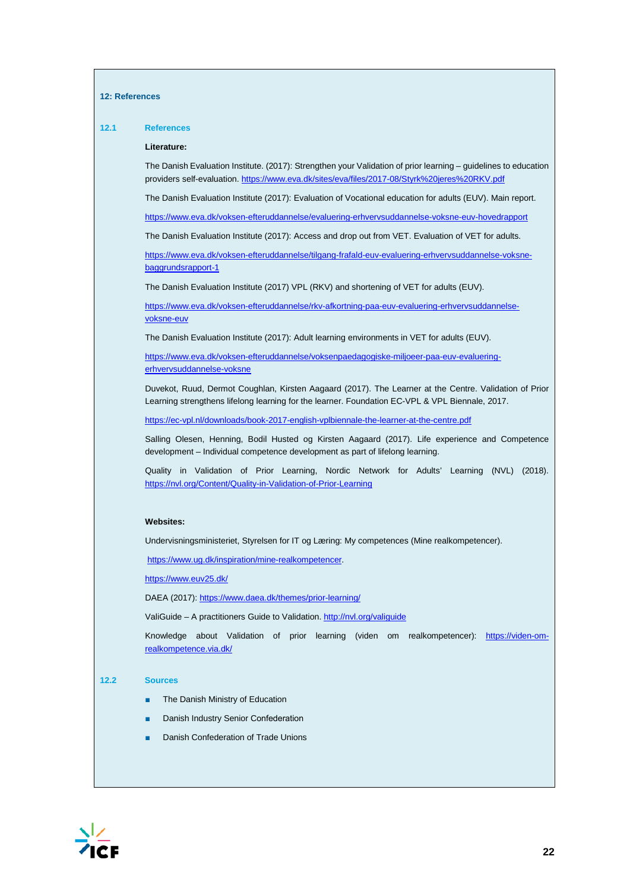## 12: References

### 12.1 References

**Literature:**

The Danish Evaluation Institute. (2017): Strengthen your Validation of prior learning – guidelines to education providers self-evaluation. https://www.eva.dk/sites/eva/files/2017-08/Styrk%20jeres%20RKV.pdf

The Danish Evaluation Institute (2017): Evaluation of Vocational education for adults (EUV). Main report.

https://www.eva.dk/voksen-efteruddannelse/evaluering-erhvervsuddannelse-voksne-euv-hovedrapport

The Danish Evaluation Institute (2017): Access and drop out from VET. Evaluation of VET for adults.

https://www.eva.dk/voksen-efteruddannelse/tilgang-frafald-euv-evaluering-erhvervsuddannelse-voksne-baggrundsrapport-1

The Danish Evaluation Institute (2017) VPL (RKV) and shortening of VET for adults (EUV).

https://www.eva.dk/voksen-efteruddannelse/rkv-afkortning-paa-euv-evaluering-erhvervsuddannelse-voksne-euv

The Danish Evaluation Institute (2017): Adult learning environments in VET for adults (EUV).

https://www.eva.dk/voksen-efteruddannelse/voksenpaedagogiske-miljoeer-paa-euv-evaluering-erhvervsuddannelse-voksne

Duvekot, Ruud, Dermot Coughlan, Kirsten Aagaard (2017). The Learner at the Centre. Validation of Prior Learning strengthens lifelong learning for the learner. Foundation EC-VPL & VPL Biennale, 2017.

https://ec-vpl.nl/downloads/book-2017-english-vplbiennale-the-learner-at-the-centre.pdf

Salling Olesen, Henning, Bodil Husted og Kirsten Aagaard (2017). Life experience and Competence development – Individual competence development as part of lifelong learning.

Quality in Validation of Prior Learning, Nordic Network for Adults' Learning (NVL) (2018). https://nvl.org/Content/Quality-in-Validation-of-Prior-Learning

**Websites:**

Undervisningsministeriet, Styrelsen for IT og Læring: My competences (Mine realkompetencer).

https://www.ug.dk/inspiration/mine-realkompetencer.

https://www.euv25.dk/

DAEA (2017): https://www.daea.dk/themes/prior-learning/

ValiGuide – A practitioners Guide to Validation. http://nvl.org/valiguide

Knowledge about Validation of prior learning (viden om realkompetencer): https://viden-om-realkompetence.via.dk/

### 12.2 Sources

- The Danish Ministry of Education
- Danish Industry Senior Confederation
- Danish Confederation of Trade Unions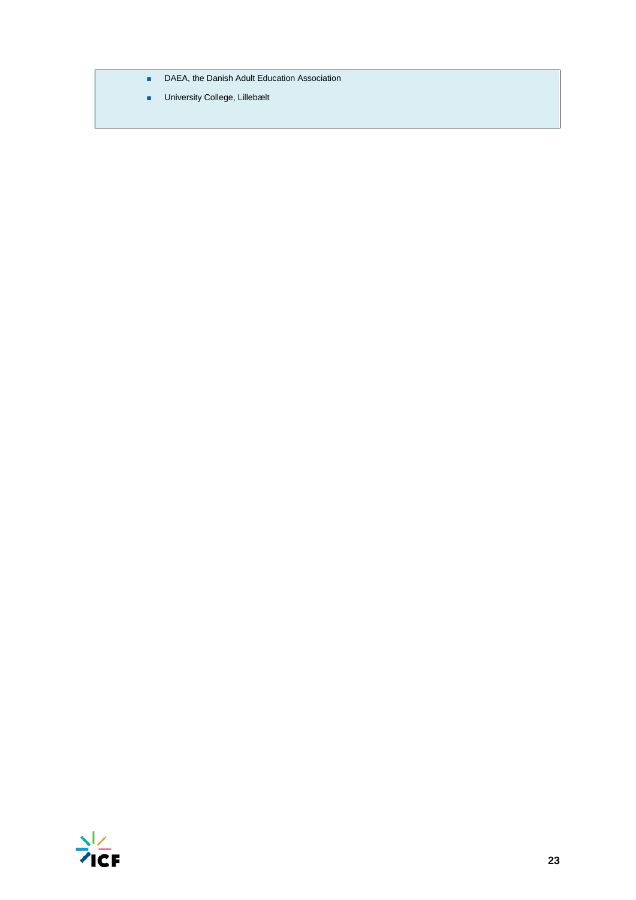- DAEA, the Danish Adult Education Association
- University College, Lillebælt